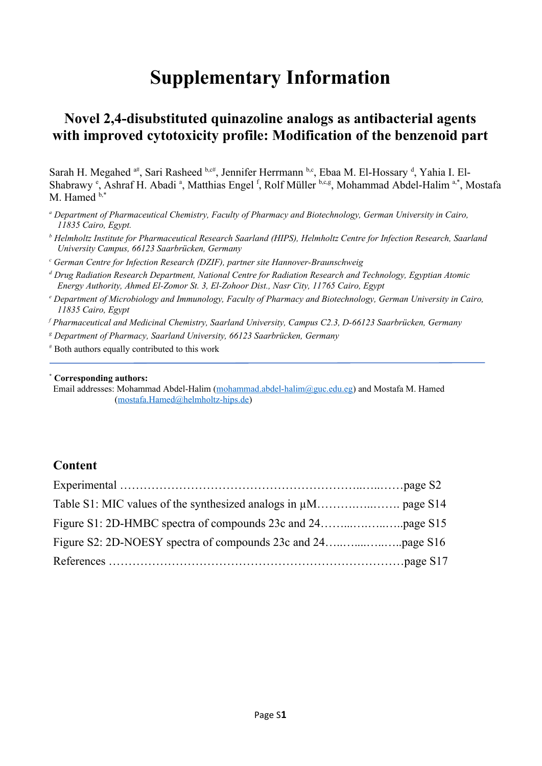# Supplementary Information

## Novel 2,4-disubstituted quinazoline analogs as antibacterial agents with improved cytotoxicity profile: Modification of the benzenoid part

Sarah H. Megahed [a#], Sari Rasheed [b,c#], Jennifer Herrmann [b,c], Ebaa M. El-Hossary [d], Yahia I. El-Shabrawy [e], Ashraf H. Abadi [a], Matthias Engel [f], Rolf Müller [b,c,g], Mohammad Abdel-Halim [a,*], Mostafa M. Hamed [b,*]

[a] *Department of Pharmaceutical Chemistry, Faculty of Pharmacy and Biotechnology, German University in Cairo, 11835 Cairo, Egypt.*

[b] *Helmholtz Institute for Pharmaceutical Research Saarland (HIPS), Helmholtz Centre for Infection Research, Saarland University Campus, 66123 Saarbrücken, Germany*

[c] *German Centre for Infection Research (DZIF), partner site Hannover-Braunschweig*

[d] *Drug Radiation Research Department, National Centre for Radiation Research and Technology, Egyptian Atomic Energy Authority, Ahmed El-Zomor St. 3, El-Zohoor Dist., Nasr City, 11765 Cairo, Egypt*

[e] *Department of Microbiology and Immunology, Faculty of Pharmacy and Biotechnology, German University in Cairo, 11835 Cairo, Egypt*

[f] *Pharmaceutical and Medicinal Chemistry, Saarland University, Campus C2.3, D-66123 Saarbrücken, Germany*

[g] *Department of Pharmacy, Saarland University, 66123 Saarbrücken, Germany*

[#] Both authors equally contributed to this work

---

[*] **Corresponding authors:**
Email addresses: Mohammad Abdel-Halim (mohammad.abdel-halim@guc.edu.eg) and Mostafa M. Hamed (mostafa.Hamed@helmholtz-hips.de)

## Content

Experimental ……………………………………………………..…..……page S2

Table S1: MIC values of the synthesized analogs in µM……….…..……. page S14

Figure S1: 2D-HMBC spectra of compounds 23c and 24……...……..…..page S15

Figure S2: 2D-NOESY spectra of compounds 23c and 24…..…....…..…..page S16

References …………………………………………………………………page S17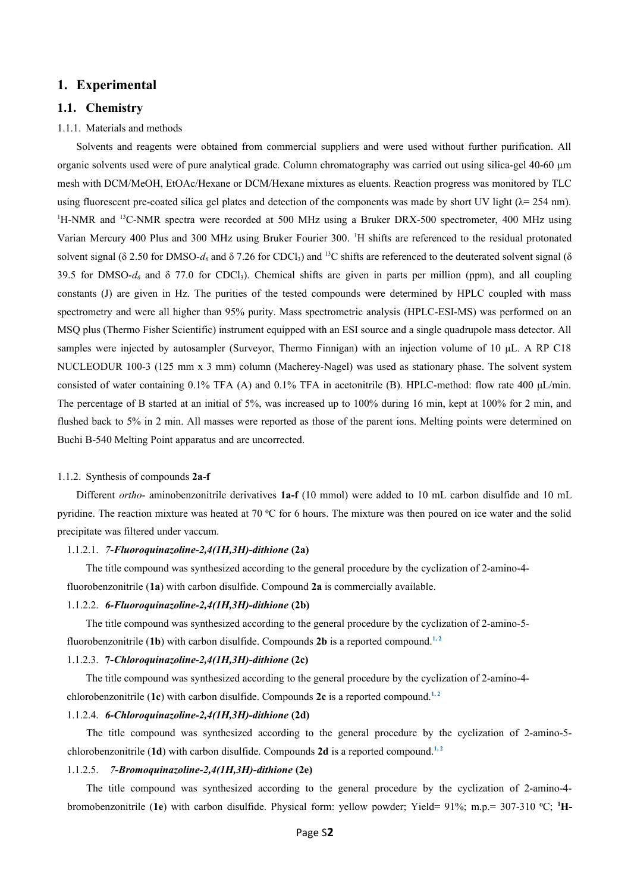# 1. Experimental

## 1.1. Chemistry

### 1.1.1. Materials and methods

Solvents and reagents were obtained from commercial suppliers and were used without further purification. All organic solvents used were of pure analytical grade. Column chromatography was carried out using silica-gel 40-60 µm mesh with DCM/MeOH, EtOAc/Hexane or DCM/Hexane mixtures as eluents. Reaction progress was monitored by TLC using fluorescent pre-coated silica gel plates and detection of the components was made by short UV light (λ= 254 nm). $^{1}$H-NMR and $^{13}$C-NMR spectra were recorded at 500 MHz using a Bruker DRX-500 spectrometer, 400 MHz using Varian Mercury 400 Plus and 300 MHz using Bruker Fourier 300. $^{1}$H shifts are referenced to the residual protonated solvent signal (δ 2.50 for DMSO-$d_6$ and δ 7.26 for $CDCl_3$) and $^{13}$C shifts are referenced to the deuterated solvent signal (δ 39.5 for DMSO-$d_6$ and δ 77.0 for $CDCl_3$). Chemical shifts are given in parts per million (ppm), and all coupling constants (J) are given in Hz. The purities of the tested compounds were determined by HPLC coupled with mass spectrometry and were all higher than 95% purity. Mass spectrometric analysis (HPLC-ESI-MS) was performed on an MSQ plus (Thermo Fisher Scientific) instrument equipped with an ESI source and a single quadrupole mass detector. All samples were injected by autosampler (Surveyor, Thermo Finnigan) with an injection volume of 10 µL. A RP C18 NUCLEODUR 100-3 (125 mm x 3 mm) column (Macherey-Nagel) was used as stationary phase. The solvent system consisted of water containing 0.1% TFA (A) and 0.1% TFA in acetonitrile (B). HPLC-method: flow rate 400 µL/min. The percentage of B started at an initial of 5%, was increased up to 100% during 16 min, kept at 100% for 2 min, and flushed back to 5% in 2 min. All masses were reported as those of the parent ions. Melting points were determined on Buchi B-540 Melting Point apparatus and are uncorrected.

### 1.1.2. Synthesis of compounds **2a-f**

Different *ortho-* aminobenzonitrile derivatives **1a-f** (10 mmol) were added to 10 mL carbon disulfide and 10 mL pyridine. The reaction mixture was heated at 70 ºC for 6 hours. The mixture was then poured on ice water and the solid precipitate was filtered under vaccum.

#### 1.1.2.1. *7-Fluoroquinazoline-2,4(1H,3H)-dithione* (**2a**)

The title compound was synthesized according to the general procedure by the cyclization of 2-amino-4-fluorobenzonitrile (**1a**) with carbon disulfide. Compound **2a** is commercially available.

#### 1.1.2.2. *6-Fluoroquinazoline-2,4(1H,3H)-dithione* (**2b**)

The title compound was synthesized according to the general procedure by the cyclization of 2-amino-5-fluorobenzonitrile (**1b**) with carbon disulfide. Compounds **2b** is a reported compound.[1, 2]

#### 1.1.2.3. *7-Chloroquinazoline-2,4(1H,3H)-dithione* (**2c**)

The title compound was synthesized according to the general procedure by the cyclization of 2-amino-4-chlorobenzonitrile (**1c**) with carbon disulfide. Compounds **2c** is a reported compound.[1, 2]

#### 1.1.2.4. *6-Chloroquinazoline-2,4(1H,3H)-dithione* (**2d**)

The title compound was synthesized according to the general procedure by the cyclization of 2-amino-5-chlorobenzonitrile (**1d**) with carbon disulfide. Compounds **2d** is a reported compound.[1, 2]

#### 1.1.2.5. *7-Bromoquinazoline-2,4(1H,3H)-dithione* (**2e**)

The title compound was synthesized according to the general procedure by the cyclization of 2-amino-4-bromobenzonitrile (**1e**) with carbon disulfide. Physical form: yellow powder; Yield= 91%; m.p.= 307-310 ºC; **$^{1}$H-**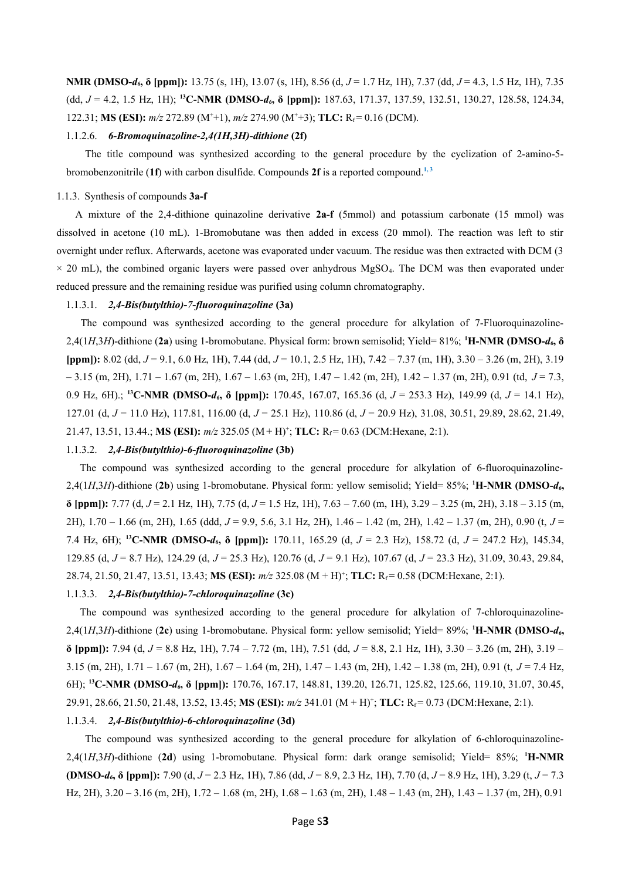**NMR (DMSO-$d_6$, δ [ppm]):** 13.75 (s, 1H), 13.07 (s, 1H), 8.56 (d, $J$ = 1.7 Hz, 1H), 7.37 (dd, $J$ = 4.3, 1.5 Hz, 1H), 7.35 (dd, $J$ = 4.2, 1.5 Hz, 1H); **$^{13}$C-NMR (DMSO-$d_6$, δ [ppm]):** 187.63, 171.37, 137.59, 132.51, 130.27, 128.58, 124.34, 122.31; **MS (ESI):** $m/z$ 272.89 (M$^+$+1), $m/z$ 274.90 (M$^+$+3); **TLC:** R$_f$ = 0.16 (DCM).

#### 1.1.2.6. *6-Bromoquinazoline-2,4(1H,3H)-dithione* (2f)

The title compound was synthesized according to the general procedure by the cyclization of 2-amino-5-bromobenzonitrile (**1f**) with carbon disulfide. Compounds **2f** is a reported compound.[1, 3]

### 1.1.3. Synthesis of compounds 3a-f

A mixture of the 2,4-dithione quinazoline derivative **2a-f** (5mmol) and potassium carbonate (15 mmol) was dissolved in acetone (10 mL). 1-Bromobutane was then added in excess (20 mmol). The reaction was left to stir overnight under reflux. Afterwards, acetone was evaporated under vacuum. The residue was then extracted with DCM (3 × 20 mL), the combined organic layers were passed over anhydrous $MgSO_4$. The DCM was then evaporated under reduced pressure and the remaining residue was purified using column chromatography.

#### 1.1.3.1. *2,4-Bis(butylthio)-7-fluoroquinazoline* (3a)

The compound was synthesized according to the general procedure for alkylation of 7-Fluoroquinazoline-2,4(1*H*,3*H*)-dithione (**2a**) using 1-bromobutane. Physical form: brown semisolid; Yield= 81%; **$^1$H-NMR (DMSO-$d_6$, δ [ppm]):** 8.02 (dd, $J$ = 9.1, 6.0 Hz, 1H), 7.44 (dd, $J$ = 10.1, 2.5 Hz, 1H), 7.42 – 7.37 (m, 1H), 3.30 – 3.26 (m, 2H), 3.19 – 3.15 (m, 2H), 1.71 – 1.67 (m, 2H), 1.67 – 1.63 (m, 2H), 1.47 – 1.42 (m, 2H), 1.42 – 1.37 (m, 2H), 0.91 (td, $J$ = 7.3, 0.9 Hz, 6H).; **$^{13}$C-NMR (DMSO-$d_6$, δ [ppm]):** 170.45, 167.07, 165.36 (d, $J$ = 253.3 Hz), 149.99 (d, $J$ = 14.1 Hz), 127.01 (d, $J$ = 11.0 Hz), 117.81, 116.00 (d, $J$ = 25.1 Hz), 110.86 (d, $J$ = 20.9 Hz), 31.08, 30.51, 29.89, 28.62, 21.49, 21.47, 13.51, 13.44.; **MS (ESI):** $m/z$ 325.05 (M + H)$^+$; **TLC:** R$_f$ = 0.63 (DCM:Hexane, 2:1).

#### 1.1.3.2. *2,4-Bis(butylthio)-6-fluoroquinazoline* (3b)

The compound was synthesized according to the general procedure for alkylation of 6-fluoroquinazoline-2,4(1*H*,3*H*)-dithione (**2b**) using 1-bromobutane. Physical form: yellow semisolid; Yield= 85%; **$^1$H-NMR (DMSO-$d_6$, δ [ppm]):** 7.77 (d, $J$ = 2.1 Hz, 1H), 7.75 (d, $J$ = 1.5 Hz, 1H), 7.63 – 7.60 (m, 1H), 3.29 – 3.25 (m, 2H), 3.18 – 3.15 (m, 2H), 1.70 – 1.66 (m, 2H), 1.65 (ddd, $J$ = 9.9, 5.6, 3.1 Hz, 2H), 1.46 – 1.42 (m, 2H), 1.42 – 1.37 (m, 2H), 0.90 (t, $J$ = 7.4 Hz, 6H); **$^{13}$C-NMR (DMSO-$d_6$, δ [ppm]):** 170.11, 165.29 (d, $J$ = 2.3 Hz), 158.72 (d, $J$ = 247.2 Hz), 145.34, 129.85 (d, $J$ = 8.7 Hz), 124.29 (d, $J$ = 25.3 Hz), 120.76 (d, $J$ = 9.1 Hz), 107.67 (d, $J$ = 23.3 Hz), 31.09, 30.43, 29.84, 28.74, 21.50, 21.47, 13.51, 13.43; **MS (ESI):** $m/z$ 325.08 (M + H)$^+$; **TLC:** R$_f$ = 0.58 (DCM:Hexane, 2:1).

#### 1.1.3.3. *2,4-Bis(butylthio)-7-chloroquinazoline* (3c)

The compound was synthesized according to the general procedure for alkylation of 7-chloroquinazoline-2,4(1*H*,3*H*)-dithione (**2c**) using 1-bromobutane. Physical form: yellow semisolid; Yield= 89%; **$^1$H-NMR (DMSO-$d_6$, δ [ppm]):** 7.94 (d, $J$ = 8.8 Hz, 1H), 7.74 – 7.72 (m, 1H), 7.51 (dd, $J$ = 8.8, 2.1 Hz, 1H), 3.30 – 3.26 (m, 2H), 3.19 – 3.15 (m, 2H), 1.71 – 1.67 (m, 2H), 1.67 – 1.64 (m, 2H), 1.47 – 1.43 (m, 2H), 1.42 – 1.38 (m, 2H), 0.91 (t, $J$ = 7.4 Hz, 6H); **$^{13}$C-NMR (DMSO-$d_6$, δ [ppm]):** 170.76, 167.17, 148.81, 139.20, 126.71, 125.82, 125.66, 119.10, 31.07, 30.45, 29.91, 28.66, 21.50, 21.48, 13.52, 13.45; **MS (ESI):** $m/z$ 341.01 (M + H)$^+$; **TLC:** R$_f$ = 0.73 (DCM:Hexane, 2:1).

#### 1.1.3.4. *2,4-Bis(butylthio)-6-chloroquinazoline* (3d)

The compound was synthesized according to the general procedure for alkylation of 6-chloroquinazoline-2,4(1*H*,3*H*)-dithione (**2d**) using 1-bromobutane. Physical form: dark orange semisolid; Yield= 85%; **$^1$H-NMR (DMSO-$d_6$, δ [ppm]):** 7.90 (d, $J$ = 2.3 Hz, 1H), 7.86 (dd, $J$ = 8.9, 2.3 Hz, 1H), 7.70 (d, $J$ = 8.9 Hz, 1H), 3.29 (t, $J$ = 7.3 Hz, 2H), 3.20 – 3.16 (m, 2H), 1.72 – 1.68 (m, 2H), 1.68 – 1.63 (m, 2H), 1.48 – 1.43 (m, 2H), 1.43 – 1.37 (m, 2H), 0.91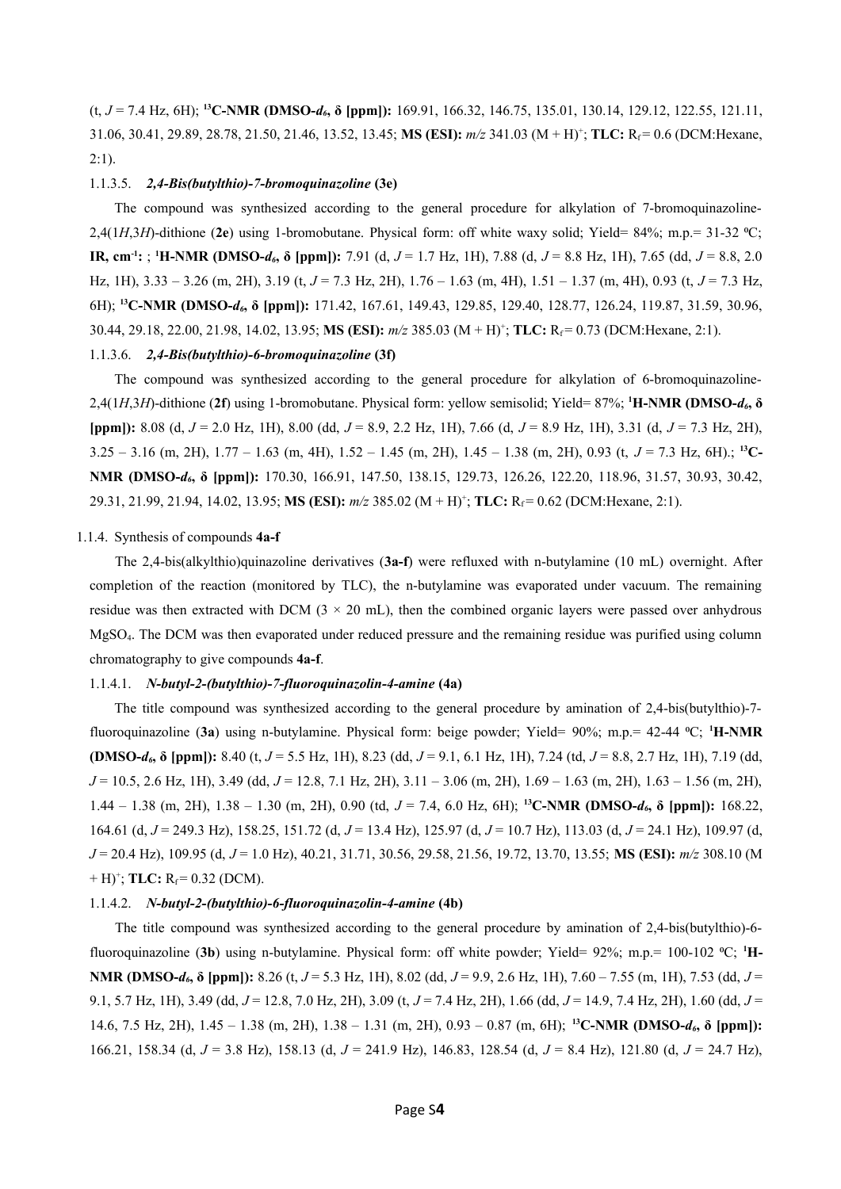(t, $J$ = 7.4 Hz, 6H); **$^{13}$C-NMR (DMSO-$d_6$, δ [ppm]):** 169.91, 166.32, 146.75, 135.01, 130.14, 129.12, 122.55, 121.11, 31.06, 30.41, 29.89, 28.78, 21.50, 21.46, 13.52, 13.45; **MS (ESI):** $m/z$ 341.03 (M + H)$^+$; **TLC:** $R_f$ = 0.6 (DCM:Hexane, 2:1).

#### 1.1.3.5. *2,4-Bis(butylthio)-7-bromoquinazoline* (3e)

The compound was synthesized according to the general procedure for alkylation of 7-bromoquinazoline-2,4(1*H*,3*H*)-dithione (**2e**) using 1-bromobutane. Physical form: off white waxy solid; Yield= 84%; m.p.= 31-32 ºC; **IR, cm$^{-1}$:** ; **$^1$H-NMR (DMSO-$d_6$, δ [ppm]):** 7.91 (d, $J$ = 1.7 Hz, 1H), 7.88 (d, $J$ = 8.8 Hz, 1H), 7.65 (dd, $J$ = 8.8, 2.0 Hz, 1H), 3.33 – 3.26 (m, 2H), 3.19 (t, $J$ = 7.3 Hz, 2H), 1.76 – 1.63 (m, 4H), 1.51 – 1.37 (m, 4H), 0.93 (t, $J$ = 7.3 Hz, 6H); **$^{13}$C-NMR (DMSO-$d_6$, δ [ppm]):** 171.42, 167.61, 149.43, 129.85, 129.40, 128.77, 126.24, 119.87, 31.59, 30.96, 30.44, 29.18, 22.00, 21.98, 14.02, 13.95; **MS (ESI):** $m/z$ 385.03 (M + H)$^+$; **TLC:** $R_f$ = 0.73 (DCM:Hexane, 2:1).

#### 1.1.3.6. *2,4-Bis(butylthio)-6-bromoquinazoline* (3f)

The compound was synthesized according to the general procedure for alkylation of 6-bromoquinazoline-2,4(1*H*,3*H*)-dithione (**2f**) using 1-bromobutane. Physical form: yellow semisolid; Yield= 87%; **$^1$H-NMR (DMSO-$d_6$, δ [ppm]):** 8.08 (d, $J$ = 2.0 Hz, 1H), 8.00 (dd, $J$ = 8.9, 2.2 Hz, 1H), 7.66 (d, $J$ = 8.9 Hz, 1H), 3.31 (d, $J$ = 7.3 Hz, 2H), 3.25 – 3.16 (m, 2H), 1.77 – 1.63 (m, 4H), 1.52 – 1.45 (m, 2H), 1.45 – 1.38 (m, 2H), 0.93 (t, $J$ = 7.3 Hz, 6H).; **$^{13}$C-NMR (DMSO-$d_6$, δ [ppm]):** 170.30, 166.91, 147.50, 138.15, 129.73, 126.26, 122.20, 118.96, 31.57, 30.93, 30.42, 29.31, 21.99, 21.94, 14.02, 13.95; **MS (ESI):** $m/z$ 385.02 (M + H)$^+$; **TLC:** $R_f$ = 0.62 (DCM:Hexane, 2:1).

### 1.1.4. Synthesis of compounds 4a-f

The 2,4-bis(alkylthio)quinazoline derivatives (**3a-f**) were refluxed with n-butylamine (10 mL) overnight. After completion of the reaction (monitored by TLC), the n-butylamine was evaporated under vacuum. The remaining residue was then extracted with DCM (3 × 20 mL), then the combined organic layers were passed over anhydrous $MgSO_4$. The DCM was then evaporated under reduced pressure and the remaining residue was purified using column chromatography to give compounds **4a-f**.

#### 1.1.4.1. *N-butyl-2-(butylthio)-7-fluoroquinazolin-4-amine* (4a)

The title compound was synthesized according to the general procedure by amination of 2,4-bis(butylthio)-7-fluoroquinazoline (**3a**) using n-butylamine. Physical form: beige powder; Yield= 90%; m.p.= 42-44 ºC; **$^1$H-NMR (DMSO-$d_6$, δ [ppm]):** 8.40 (t, $J$ = 5.5 Hz, 1H), 8.23 (dd, $J$ = 9.1, 6.1 Hz, 1H), 7.24 (td, $J$ = 8.8, 2.7 Hz, 1H), 7.19 (dd, $J$ = 10.5, 2.6 Hz, 1H), 3.49 (dd, $J$ = 12.8, 7.1 Hz, 2H), 3.11 – 3.06 (m, 2H), 1.69 – 1.63 (m, 2H), 1.63 – 1.56 (m, 2H), 1.44 – 1.38 (m, 2H), 1.38 – 1.30 (m, 2H), 0.90 (td, $J$ = 7.4, 6.0 Hz, 6H); **$^{13}$C-NMR (DMSO-$d_6$, δ [ppm]):** 168.22, 164.61 (d, $J$ = 249.3 Hz), 158.25, 151.72 (d, $J$ = 13.4 Hz), 125.97 (d, $J$ = 10.7 Hz), 113.03 (d, $J$ = 24.1 Hz), 109.97 (d, $J$ = 20.4 Hz), 109.95 (d, $J$ = 1.0 Hz), 40.21, 31.71, 30.56, 29.58, 21.56, 19.72, 13.70, 13.55; **MS (ESI):** $m/z$ 308.10 (M + H)$^+$; **TLC:** $R_f$ = 0.32 (DCM).

#### 1.1.4.2. *N-butyl-2-(butylthio)-6-fluoroquinazolin-4-amine* (4b)

The title compound was synthesized according to the general procedure by amination of 2,4-bis(butylthio)-6-fluoroquinazoline (**3b**) using n-butylamine. Physical form: off white powder; Yield= 92%; m.p.= 100-102 ºC; **$^1$H-NMR (DMSO-$d_6$, δ [ppm]):** 8.26 (t, $J$ = 5.3 Hz, 1H), 8.02 (dd, $J$ = 9.9, 2.6 Hz, 1H), 7.60 – 7.55 (m, 1H), 7.53 (dd, $J$ = 9.1, 5.7 Hz, 1H), 3.49 (dd, $J$ = 12.8, 7.0 Hz, 2H), 3.09 (t, $J$ = 7.4 Hz, 2H), 1.66 (dd, $J$ = 14.9, 7.4 Hz, 2H), 1.60 (dd, $J$ = 14.6, 7.5 Hz, 2H), 1.45 – 1.38 (m, 2H), 1.38 – 1.31 (m, 2H), 0.93 – 0.87 (m, 6H); **$^{13}$C-NMR (DMSO-$d_6$, δ [ppm]):** 166.21, 158.34 (d, $J$ = 3.8 Hz), 158.13 (d, $J$ = 241.9 Hz), 146.83, 128.54 (d, $J$ = 8.4 Hz), 121.80 (d, $J$ = 24.7 Hz),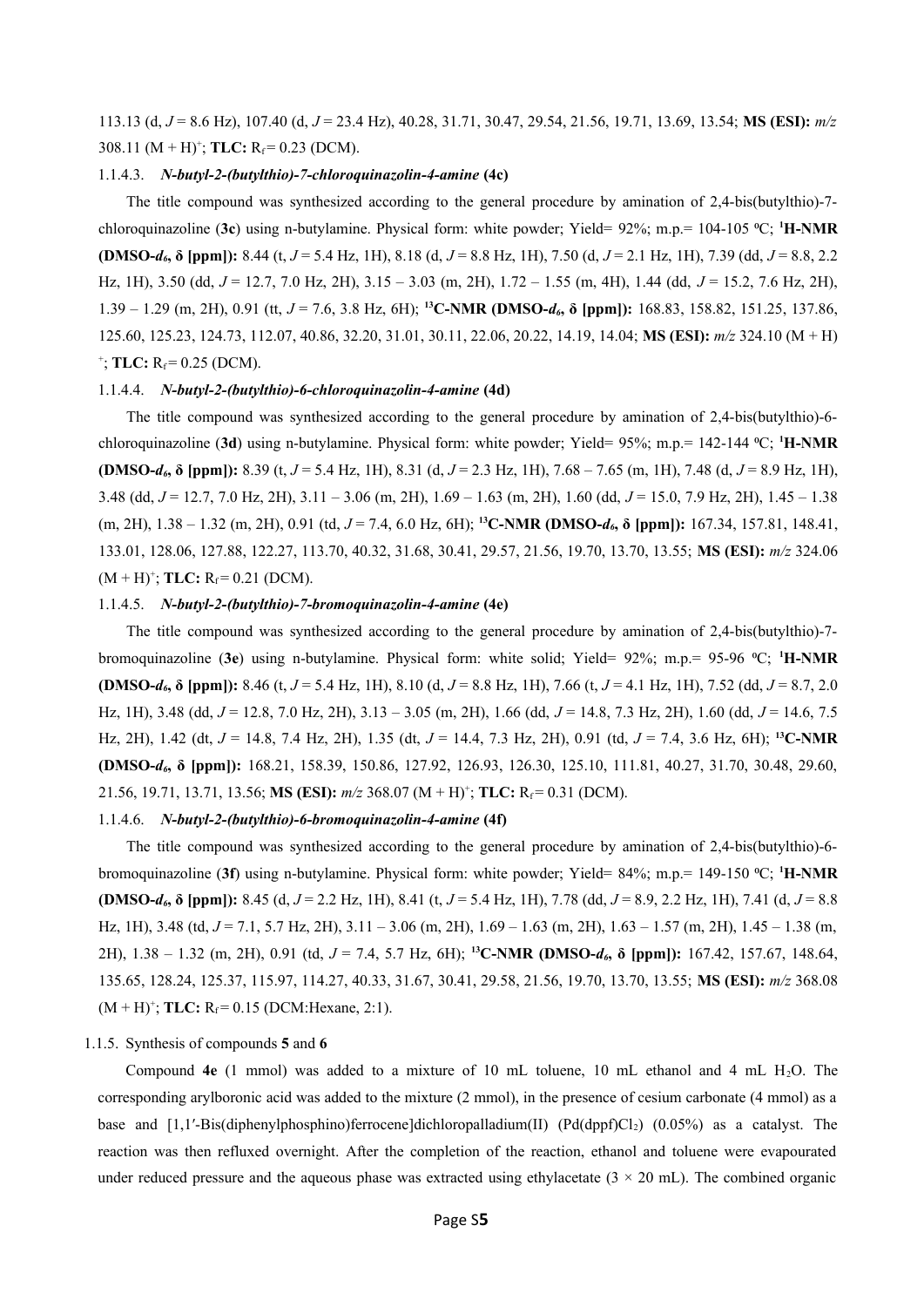113.13 (d, *J* = 8.6 Hz), 107.40 (d, *J* = 23.4 Hz), 40.28, 31.71, 30.47, 29.54, 21.56, 19.71, 13.69, 13.54; **MS (ESI):** *m/z* 308.11 $(M + H)^+$; **TLC:** $R_f$ = 0.23 (DCM).

#### 1.1.4.3. *N-butyl-2-(butylthio)-7-chloroquinazolin-4-amine* (4c)

The title compound was synthesized according to the general procedure by amination of 2,4-bis(butylthio)-7-chloroquinazoline (**3c**) using n-butylamine. Physical form: white powder; Yield= 92%; m.p.= 104-105 ºC; **$^1$H-NMR (DMSO-$d_6$, δ [ppm]):** 8.44 (t, *J* = 5.4 Hz, 1H), 8.18 (d, *J* = 8.8 Hz, 1H), 7.50 (d, *J* = 2.1 Hz, 1H), 7.39 (dd, *J* = 8.8, 2.2 Hz, 1H), 3.50 (dd, *J* = 12.7, 7.0 Hz, 2H), 3.15 – 3.03 (m, 2H), 1.72 – 1.55 (m, 4H), 1.44 (dd, *J* = 15.2, 7.6 Hz, 2H), 1.39 – 1.29 (m, 2H), 0.91 (tt, *J* = 7.6, 3.8 Hz, 6H); **$^{13}$C-NMR (DMSO-$d_6$, δ [ppm]):** 168.83, 158.82, 151.25, 137.86, 125.60, 125.23, 124.73, 112.07, 40.86, 32.20, 31.01, 30.11, 22.06, 20.22, 14.19, 14.04; **MS (ESI):** *m/z* 324.10 $(M + H)^+$; **TLC:** $R_f$ = 0.25 (DCM).

#### 1.1.4.4. *N-butyl-2-(butylthio)-6-chloroquinazolin-4-amine* (4d)

The title compound was synthesized according to the general procedure by amination of 2,4-bis(butylthio)-6-chloroquinazoline (**3d**) using n-butylamine. Physical form: white powder; Yield= 95%; m.p.= 142-144 ºC; **$^1$H-NMR (DMSO-$d_6$, δ [ppm]):** 8.39 (t, *J* = 5.4 Hz, 1H), 8.31 (d, *J* = 2.3 Hz, 1H), 7.68 – 7.65 (m, 1H), 7.48 (d, *J* = 8.9 Hz, 1H), 3.48 (dd, *J* = 12.7, 7.0 Hz, 2H), 3.11 – 3.06 (m, 2H), 1.69 – 1.63 (m, 2H), 1.60 (dd, *J* = 15.0, 7.9 Hz, 2H), 1.45 – 1.38 (m, 2H), 1.38 – 1.32 (m, 2H), 0.91 (td, *J* = 7.4, 6.0 Hz, 6H); **$^{13}$C-NMR (DMSO-$d_6$, δ [ppm]):** 167.34, 157.81, 148.41, 133.01, 128.06, 127.88, 122.27, 113.70, 40.32, 31.68, 30.41, 29.57, 21.56, 19.70, 13.70, 13.55; **MS (ESI):** *m/z* 324.06 $(M + H)^+$; **TLC:** $R_f$ = 0.21 (DCM).

#### 1.1.4.5. *N-butyl-2-(butylthio)-7-bromoquinazolin-4-amine* (4e)

The title compound was synthesized according to the general procedure by amination of 2,4-bis(butylthio)-7-bromoquinazoline (**3e**) using n-butylamine. Physical form: white solid; Yield= 92%; m.p.= 95-96 ºC; **$^1$H-NMR (DMSO-$d_6$, δ [ppm]):** 8.46 (t, *J* = 5.4 Hz, 1H), 8.10 (d, *J* = 8.8 Hz, 1H), 7.66 (t, *J* = 4.1 Hz, 1H), 7.52 (dd, *J* = 8.7, 2.0 Hz, 1H), 3.48 (dd, *J* = 12.8, 7.0 Hz, 2H), 3.13 – 3.05 (m, 2H), 1.66 (dd, *J* = 14.8, 7.3 Hz, 2H), 1.60 (dd, *J* = 14.6, 7.5 Hz, 2H), 1.42 (dt, *J* = 14.8, 7.4 Hz, 2H), 1.35 (dt, *J* = 14.4, 7.3 Hz, 2H), 0.91 (td, *J* = 7.4, 3.6 Hz, 6H); **$^{13}$C-NMR (DMSO-$d_6$, δ [ppm]):** 168.21, 158.39, 150.86, 127.92, 126.93, 126.30, 125.10, 111.81, 40.27, 31.70, 30.48, 29.60, 21.56, 19.71, 13.71, 13.56; **MS (ESI):** *m/z* 368.07 $(M + H)^+$; **TLC:** $R_f$ = 0.31 (DCM).

#### 1.1.4.6. *N-butyl-2-(butylthio)-6-bromoquinazolin-4-amine* (4f)

The title compound was synthesized according to the general procedure by amination of 2,4-bis(butylthio)-6-bromoquinazoline (**3f**) using n-butylamine. Physical form: white powder; Yield= 84%; m.p.= 149-150 ºC; **$^1$H-NMR (DMSO-$d_6$, δ [ppm]):** 8.45 (d, *J* = 2.2 Hz, 1H), 8.41 (t, *J* = 5.4 Hz, 1H), 7.78 (dd, *J* = 8.9, 2.2 Hz, 1H), 7.41 (d, *J* = 8.8 Hz, 1H), 3.48 (td, *J* = 7.1, 5.7 Hz, 2H), 3.11 – 3.06 (m, 2H), 1.69 – 1.63 (m, 2H), 1.63 – 1.57 (m, 2H), 1.45 – 1.38 (m, 2H), 1.38 – 1.32 (m, 2H), 0.91 (td, *J* = 7.4, 5.7 Hz, 6H); **$^{13}$C-NMR (DMSO-$d_6$, δ [ppm]):** 167.42, 157.67, 148.64, 135.65, 128.24, 125.37, 115.97, 114.27, 40.33, 31.67, 30.41, 29.58, 21.56, 19.70, 13.70, 13.55; **MS (ESI):** *m/z* 368.08 $(M + H)^+$; **TLC:** $R_f$ = 0.15 (DCM:Hexane, 2:1).

### 1.1.5. Synthesis of compounds 5 and 6

Compound **4e** (1 mmol) was added to a mixture of 10 mL toluene, 10 mL ethanol and 4 mL $H_2O$. The corresponding arylboronic acid was added to the mixture (2 mmol), in the presence of cesium carbonate (4 mmol) as a base and [1,1′-Bis(diphenylphosphino)ferrocene]dichloropalladium(II) (Pd(dppf)$Cl_2$) (0.05%) as a catalyst. The reaction was then refluxed overnight. After the completion of the reaction, ethanol and toluene were evapourated under reduced pressure and the aqueous phase was extracted using ethylacetate (3 × 20 mL). The combined organic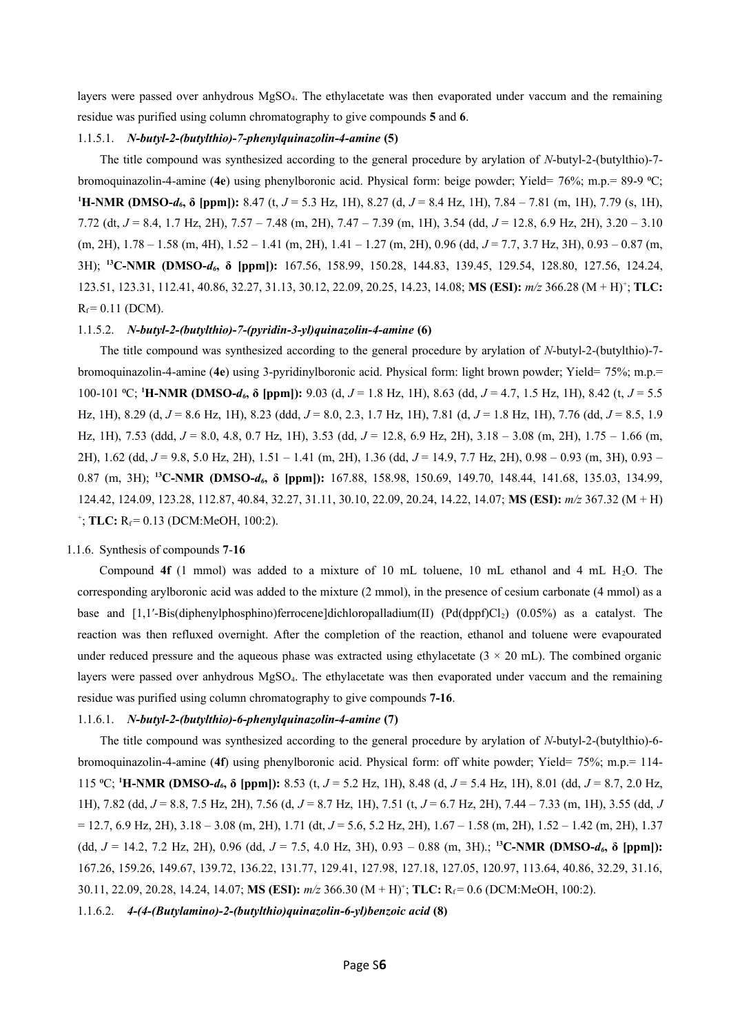layers were passed over anhydrous $MgSO_4$. The ethylacetate was then evaporated under vaccum and the remaining residue was purified using column chromatography to give compounds **5** and **6**.

#### 1.1.5.1. *N-butyl-2-(butylthio)-7-phenylquinazolin-4-amine* (5)

The title compound was synthesized according to the general procedure by arylation of *N*-butyl-2-(butylthio)-7-bromoquinazolin-4-amine (**4e**) using phenylboronic acid. Physical form: beige powder; Yield= 76%; m.p.= 89-9 ºC; **$^1$H-NMR (DMSO-$d_6$, δ [ppm]):** 8.47 (t, *J* = 5.3 Hz, 1H), 8.27 (d, *J* = 8.4 Hz, 1H), 7.84 – 7.81 (m, 1H), 7.79 (s, 1H), 7.72 (dt, *J* = 8.4, 1.7 Hz, 2H), 7.57 – 7.48 (m, 2H), 7.47 – 7.39 (m, 1H), 3.54 (dd, *J* = 12.8, 6.9 Hz, 2H), 3.20 – 3.10 (m, 2H), 1.78 – 1.58 (m, 4H), 1.52 – 1.41 (m, 2H), 1.41 – 1.27 (m, 2H), 0.96 (dd, *J* = 7.7, 3.7 Hz, 3H), 0.93 – 0.87 (m, 3H); **$^{13}$C-NMR (DMSO-$d_6$, δ [ppm]):** 167.56, 158.99, 150.28, 144.83, 139.45, 129.54, 128.80, 127.56, 124.24, 123.51, 123.31, 112.41, 40.86, 32.27, 31.13, 30.12, 22.09, 20.25, 14.23, 14.08; **MS (ESI):** *m/z* 366.28 $(M + H)^+$; **TLC:** $R_f$ = 0.11 (DCM).

#### 1.1.5.2. *N-butyl-2-(butylthio)-7-(pyridin-3-yl)quinazolin-4-amine* (6)

The title compound was synthesized according to the general procedure by arylation of *N*-butyl-2-(butylthio)-7-bromoquinazolin-4-amine (**4e**) using 3-pyridinylboronic acid. Physical form: light brown powder; Yield= 75%; m.p.= 100-101 ºC; **$^1$H-NMR (DMSO-$d_6$, δ [ppm]):** 9.03 (d, *J* = 1.8 Hz, 1H), 8.63 (dd, *J* = 4.7, 1.5 Hz, 1H), 8.42 (t, *J* = 5.5 Hz, 1H), 8.29 (d, *J* = 8.6 Hz, 1H), 8.23 (ddd, *J* = 8.0, 2.3, 1.7 Hz, 1H), 7.81 (d, *J* = 1.8 Hz, 1H), 7.76 (dd, *J* = 8.5, 1.9 Hz, 1H), 7.53 (ddd, *J* = 8.0, 4.8, 0.7 Hz, 1H), 3.53 (dd, *J* = 12.8, 6.9 Hz, 2H), 3.18 – 3.08 (m, 2H), 1.75 – 1.66 (m, 2H), 1.62 (dd, *J* = 9.8, 5.0 Hz, 2H), 1.51 – 1.41 (m, 2H), 1.36 (dd, *J* = 14.9, 7.7 Hz, 2H), 0.98 – 0.93 (m, 3H), 0.93 – 0.87 (m, 3H); **$^{13}$C-NMR (DMSO-$d_6$, δ [ppm]):** 167.88, 158.98, 150.69, 149.70, 148.44, 141.68, 135.03, 134.99, 124.42, 124.09, 123.28, 112.87, 40.84, 32.27, 31.11, 30.10, 22.09, 20.24, 14.22, 14.07; **MS (ESI):** *m/z* 367.32 $(M + H)^+$; **TLC:** $R_f$ = 0.13 (DCM:MeOH, 100:2).

### 1.1.6. Synthesis of compounds 7-16

Compound **4f** (1 mmol) was added to a mixture of 10 mL toluene, 10 mL ethanol and 4 mL $H_2O$. The corresponding arylboronic acid was added to the mixture (2 mmol), in the presence of cesium carbonate (4 mmol) as a base and [1,1′-Bis(diphenylphosphino)ferrocene]dichloropalladium(II) ($Pd(dppf)Cl_2$) (0.05%) as a catalyst. The reaction was then refluxed overnight. After the completion of the reaction, ethanol and toluene were evapourated under reduced pressure and the aqueous phase was extracted using ethylacetate (3 × 20 mL). The combined organic layers were passed over anhydrous $MgSO_4$. The ethylacetate was then evaporated under vaccum and the remaining residue was purified using column chromatography to give compounds **7-16**.

#### 1.1.6.1. *N-butyl-2-(butylthio)-6-phenylquinazolin-4-amine* (7)

The title compound was synthesized according to the general procedure by arylation of *N*-butyl-2-(butylthio)-6-bromoquinazolin-4-amine (**4f**) using phenylboronic acid. Physical form: off white powder; Yield= 75%; m.p.= 114-115 ºC; **$^1$H-NMR (DMSO-$d_6$, δ [ppm]):** 8.53 (t, *J* = 5.2 Hz, 1H), 8.48 (d, *J* = 5.4 Hz, 1H), 8.01 (dd, *J* = 8.7, 2.0 Hz, 1H), 7.82 (dd, *J* = 8.8, 7.5 Hz, 2H), 7.56 (d, *J* = 8.7 Hz, 1H), 7.51 (t, *J* = 6.7 Hz, 2H), 7.44 – 7.33 (m, 1H), 3.55 (dd, *J* = 12.7, 6.9 Hz, 2H), 3.18 – 3.08 (m, 2H), 1.71 (dt, *J* = 5.6, 5.2 Hz, 2H), 1.67 – 1.58 (m, 2H), 1.52 – 1.42 (m, 2H), 1.37 (dd, *J* = 14.2, 7.2 Hz, 2H), 0.96 (dd, *J* = 7.5, 4.0 Hz, 3H), 0.93 – 0.88 (m, 3H).; **$^{13}$C-NMR (DMSO-$d_6$, δ [ppm]):** 167.26, 159.26, 149.67, 139.72, 136.22, 131.77, 129.41, 127.98, 127.18, 127.05, 120.97, 113.64, 40.86, 32.29, 31.16, 30.11, 22.09, 20.28, 14.24, 14.07; **MS (ESI):** *m/z* 366.30 $(M + H)^+$; **TLC:** $R_f$ = 0.6 (DCM:MeOH, 100:2).

#### 1.1.6.2. *4-(4-(Butylamino)-2-(butylthio)quinazolin-6-yl)benzoic acid* (8)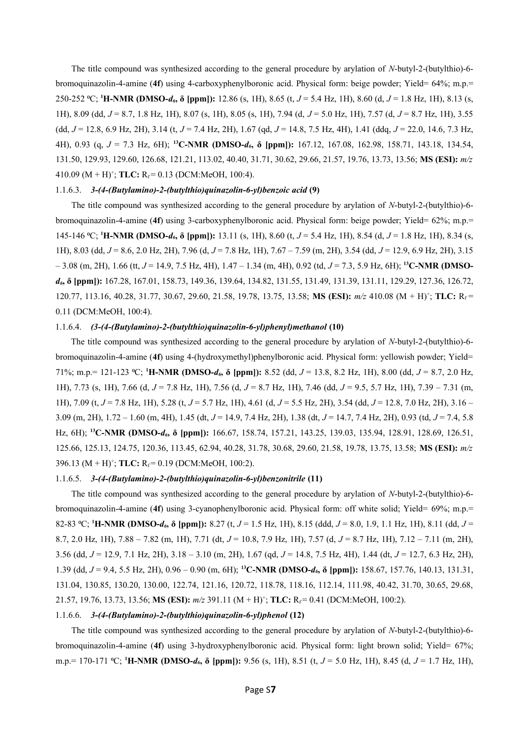The title compound was synthesized according to the general procedure by arylation of *N*-butyl-2-(butylthio)-6-bromoquinazolin-4-amine (**4f**) using 4-carboxyphenylboronic acid. Physical form: beige powder; Yield= 64%; m.p.= 250-252 ºC; **$^1$H-NMR (DMSO-$d_6$, δ [ppm]):** 12.86 (s, 1H), 8.65 (t, *J* = 5.4 Hz, 1H), 8.60 (d, *J* = 1.8 Hz, 1H), 8.13 (s, 1H), 8.09 (dd, *J* = 8.7, 1.8 Hz, 1H), 8.07 (s, 1H), 8.05 (s, 1H), 7.94 (d, *J* = 5.0 Hz, 1H), 7.57 (d, *J* = 8.7 Hz, 1H), 3.55 (dd, *J* = 12.8, 6.9 Hz, 2H), 3.14 (t, *J* = 7.4 Hz, 2H), 1.67 (qd, *J* = 14.8, 7.5 Hz, 4H), 1.41 (ddq, *J* = 22.0, 14.6, 7.3 Hz, 4H), 0.93 (q, *J* = 7.3 Hz, 6H); **$^{13}$C-NMR (DMSO-$d_6$, δ [ppm]):** 167.12, 167.08, 162.98, 158.71, 143.18, 134.54, 131.50, 129.93, 129.60, 126.68, 121.21, 113.02, 40.40, 31.71, 30.62, 29.66, 21.57, 19.76, 13.73, 13.56; **MS (ESI):** *m/z* 410.09 (M + H)$^+$; **TLC:** $R_f$ = 0.13 (DCM:MeOH, 100:4).

1.1.6.3. ***3-(4-(Butylamino)-2-(butylthio)quinazolin-6-yl)benzoic acid* (9)**

The title compound was synthesized according to the general procedure by arylation of *N*-butyl-2-(butylthio)-6-bromoquinazolin-4-amine (**4f**) using 3-carboxyphenylboronic acid. Physical form: beige powder; Yield= 62%; m.p.= 145-146 ºC; **$^1$H-NMR (DMSO-$d_6$, δ [ppm]):** 13.11 (s, 1H), 8.60 (t, *J* = 5.4 Hz, 1H), 8.54 (d, *J* = 1.8 Hz, 1H), 8.34 (s, 1H), 8.03 (dd, *J* = 8.6, 2.0 Hz, 2H), 7.96 (d, *J* = 7.8 Hz, 1H), 7.67 – 7.59 (m, 2H), 3.54 (dd, *J* = 12.9, 6.9 Hz, 2H), 3.15 – 3.08 (m, 2H), 1.66 (tt, *J* = 14.9, 7.5 Hz, 4H), 1.47 – 1.34 (m, 4H), 0.92 (td, *J* = 7.3, 5.9 Hz, 6H); **$^{13}$C-NMR (DMSO-$d_6$, δ [ppm]):** 167.28, 167.01, 158.73, 149.36, 139.64, 134.82, 131.55, 131.49, 131.39, 131.11, 129.29, 127.36, 126.72, 120.77, 113.16, 40.28, 31.77, 30.67, 29.60, 21.58, 19.78, 13.75, 13.58; **MS (ESI):** *m/z* 410.08 (M + H)$^+$; **TLC:** $R_f$ = 0.11 (DCM:MeOH, 100:4).

1.1.6.4. ***(3-(4-(Butylamino)-2-(butylthio)quinazolin-6-yl)phenyl)methanol* (10)**

The title compound was synthesized according to the general procedure by arylation of *N*-butyl-2-(butylthio)-6-bromoquinazolin-4-amine (**4f**) using 4-(hydroxymethyl)phenylboronic acid. Physical form: yellowish powder; Yield= 71%; m.p.= 121-123 ºC; **$^1$H-NMR (DMSO-$d_6$, δ [ppm]):** 8.52 (dd, *J* = 13.8, 8.2 Hz, 1H), 8.00 (dd, *J* = 8.7, 2.0 Hz, 1H), 7.73 (s, 1H), 7.66 (d, *J* = 7.8 Hz, 1H), 7.56 (d, *J* = 8.7 Hz, 1H), 7.46 (dd, *J* = 9.5, 5.7 Hz, 1H), 7.39 – 7.31 (m, 1H), 7.09 (t, *J* = 7.8 Hz, 1H), 5.28 (t, *J* = 5.7 Hz, 1H), 4.61 (d, *J* = 5.5 Hz, 2H), 3.54 (dd, *J* = 12.8, 7.0 Hz, 2H), 3.16 – 3.09 (m, 2H), 1.72 – 1.60 (m, 4H), 1.45 (dt, *J* = 14.9, 7.4 Hz, 2H), 1.38 (dt, *J* = 14.7, 7.4 Hz, 2H), 0.93 (td, *J* = 7.4, 5.8 Hz, 6H); **$^{13}$C-NMR (DMSO-$d_6$, δ [ppm]):** 166.67, 158.74, 157.21, 143.25, 139.03, 135.94, 128.91, 128.69, 126.51, 125.66, 125.13, 124.75, 120.36, 113.45, 62.94, 40.28, 31.78, 30.68, 29.60, 21.58, 19.78, 13.75, 13.58; **MS (ESI):** *m/z* 396.13 (M + H)$^+$; **TLC:** $R_f$ = 0.19 (DCM:MeOH, 100:2).

1.1.6.5. ***3-(4-(Butylamino)-2-(butylthio)quinazolin-6-yl)benzonitrile* (11)**

The title compound was synthesized according to the general procedure by arylation of *N*-butyl-2-(butylthio)-6-bromoquinazolin-4-amine (**4f**) using 3-cyanophenylboronic acid. Physical form: off white solid; Yield= 69%; m.p.= 82-83 ºC; **$^1$H-NMR (DMSO-$d_6$, δ [ppm]):** 8.27 (t, *J* = 1.5 Hz, 1H), 8.15 (ddd, *J* = 8.0, 1.9, 1.1 Hz, 1H), 8.11 (dd, *J* = 8.7, 2.0 Hz, 1H), 7.88 – 7.82 (m, 1H), 7.71 (dt, *J* = 10.8, 7.9 Hz, 1H), 7.57 (d, *J* = 8.7 Hz, 1H), 7.12 – 7.11 (m, 2H), 3.56 (dd, *J* = 12.9, 7.1 Hz, 2H), 3.18 – 3.10 (m, 2H), 1.67 (qd, *J* = 14.8, 7.5 Hz, 4H), 1.44 (dt, *J* = 12.7, 6.3 Hz, 2H), 1.39 (dd, *J* = 9.4, 5.5 Hz, 2H), 0.96 – 0.90 (m, 6H); **$^{13}$C-NMR (DMSO-$d_6$, δ [ppm]):** 158.67, 157.76, 140.13, 131.31, 131.04, 130.85, 130.20, 130.00, 122.74, 121.16, 120.72, 118.78, 118.16, 112.14, 111.98, 40.42, 31.70, 30.65, 29.68, 21.57, 19.76, 13.73, 13.56; **MS (ESI):** *m/z* 391.11 (M + H)$^+$; **TLC:** $R_f$ = 0.41 (DCM:MeOH, 100:2).

1.1.6.6. ***3-(4-(Butylamino)-2-(butylthio)quinazolin-6-yl)phenol* (12)**

The title compound was synthesized according to the general procedure by arylation of *N*-butyl-2-(butylthio)-6-bromoquinazolin-4-amine (**4f**) using 3-hydroxyphenylboronic acid. Physical form: light brown solid; Yield= 67%; m.p.= 170-171 ºC; **$^1$H-NMR (DMSO-$d_6$, δ [ppm]):** 9.56 (s, 1H), 8.51 (t, *J* = 5.0 Hz, 1H), 8.45 (d, *J* = 1.7 Hz, 1H),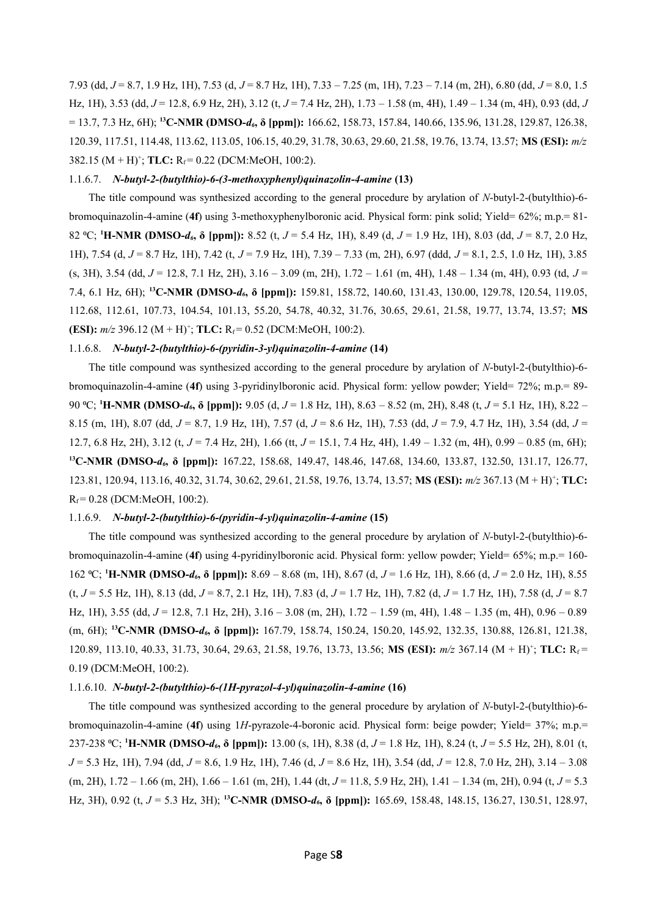7.93 (dd, $J$ = 8.7, 1.9 Hz, 1H), 7.53 (d, $J$ = 8.7 Hz, 1H), 7.33 – 7.25 (m, 1H), 7.23 – 7.14 (m, 2H), 6.80 (dd, $J$ = 8.0, 1.5 Hz, 1H), 3.53 (dd, $J$ = 12.8, 6.9 Hz, 2H), 3.12 (t, $J$ = 7.4 Hz, 2H), 1.73 – 1.58 (m, 4H), 1.49 – 1.34 (m, 4H), 0.93 (dd, $J$ = 13.7, 7.3 Hz, 6H); **$^{13}$C-NMR (DMSO-$d_6$, δ [ppm]):** 166.62, 158.73, 157.84, 140.66, 135.96, 131.28, 129.87, 126.38, 120.39, 117.51, 114.48, 113.62, 113.05, 106.15, 40.29, 31.78, 30.63, 29.60, 21.58, 19.76, 13.74, 13.57; **MS (ESI):** *m/z* 382.15 (M + H)$^+$; **TLC:** $R_f$ = 0.22 (DCM:MeOH, 100:2).

#### 1.1.6.7. *N-butyl-2-(butylthio)-6-(3-methoxyphenyl)quinazolin-4-amine* (13)

The title compound was synthesized according to the general procedure by arylation of *N*-butyl-2-(butylthio)-6-bromoquinazolin-4-amine (**4f**) using 3-methoxyphenylboronic acid. Physical form: pink solid; Yield= 62%; m.p.= 81-82 ºC; **$^1$H-NMR (DMSO-$d_6$, δ [ppm]):** 8.52 (t, $J$ = 5.4 Hz, 1H), 8.49 (d, $J$ = 1.9 Hz, 1H), 8.03 (dd, $J$ = 8.7, 2.0 Hz, 1H), 7.54 (d, $J$ = 8.7 Hz, 1H), 7.42 (t, $J$ = 7.9 Hz, 1H), 7.39 – 7.33 (m, 2H), 6.97 (ddd, $J$ = 8.1, 2.5, 1.0 Hz, 1H), 3.85 (s, 3H), 3.54 (dd, $J$ = 12.8, 7.1 Hz, 2H), 3.16 – 3.09 (m, 2H), 1.72 – 1.61 (m, 4H), 1.48 – 1.34 (m, 4H), 0.93 (td, $J$ = 7.4, 6.1 Hz, 6H); **$^{13}$C-NMR (DMSO-$d_6$, δ [ppm]):** 159.81, 158.72, 140.60, 131.43, 130.00, 129.78, 120.54, 119.05, 112.68, 112.61, 107.73, 104.54, 101.13, 55.20, 54.78, 40.32, 31.76, 30.65, 29.61, 21.58, 19.77, 13.74, 13.57; **MS (ESI):** *m/z* 396.12 (M + H)$^+$; **TLC:** $R_f$ = 0.52 (DCM:MeOH, 100:2).

#### 1.1.6.8. *N-butyl-2-(butylthio)-6-(pyridin-3-yl)quinazolin-4-amine* (14)

The title compound was synthesized according to the general procedure by arylation of *N*-butyl-2-(butylthio)-6-bromoquinazolin-4-amine (**4f**) using 3-pyridinylboronic acid. Physical form: yellow powder; Yield= 72%; m.p.= 89-90 ºC; **$^1$H-NMR (DMSO-$d_6$, δ [ppm]):** 9.05 (d, $J$ = 1.8 Hz, 1H), 8.63 – 8.52 (m, 2H), 8.48 (t, $J$ = 5.1 Hz, 1H), 8.22 – 8.15 (m, 1H), 8.07 (dd, $J$ = 8.7, 1.9 Hz, 1H), 7.57 (d, $J$ = 8.6 Hz, 1H), 7.53 (dd, $J$ = 7.9, 4.7 Hz, 1H), 3.54 (dd, $J$ = 12.7, 6.8 Hz, 2H), 3.12 (t, $J$ = 7.4 Hz, 2H), 1.66 (tt, $J$ = 15.1, 7.4 Hz, 4H), 1.49 – 1.32 (m, 4H), 0.99 – 0.85 (m, 6H); **$^{13}$C-NMR (DMSO-$d_6$, δ [ppm]):** 167.22, 158.68, 149.47, 148.46, 147.68, 134.60, 133.87, 132.50, 131.17, 126.77, 123.81, 120.94, 113.16, 40.32, 31.74, 30.62, 29.61, 21.58, 19.76, 13.74, 13.57; **MS (ESI):** *m/z* 367.13 (M + H)$^+$; **TLC:** $R_f$ = 0.28 (DCM:MeOH, 100:2).

#### 1.1.6.9. *N-butyl-2-(butylthio)-6-(pyridin-4-yl)quinazolin-4-amine* (15)

The title compound was synthesized according to the general procedure by arylation of *N*-butyl-2-(butylthio)-6-bromoquinazolin-4-amine (**4f**) using 4-pyridinylboronic acid. Physical form: yellow powder; Yield= 65%; m.p.= 160-162 ºC; **$^1$H-NMR (DMSO-$d_6$, δ [ppm]):** 8.69 – 8.68 (m, 1H), 8.67 (d, $J$ = 1.6 Hz, 1H), 8.66 (d, $J$ = 2.0 Hz, 1H), 8.55 (t, $J$ = 5.5 Hz, 1H), 8.13 (dd, $J$ = 8.7, 2.1 Hz, 1H), 7.83 (d, $J$ = 1.7 Hz, 1H), 7.82 (d, $J$ = 1.7 Hz, 1H), 7.58 (d, $J$ = 8.7 Hz, 1H), 3.55 (dd, $J$ = 12.8, 7.1 Hz, 2H), 3.16 – 3.08 (m, 2H), 1.72 – 1.59 (m, 4H), 1.48 – 1.35 (m, 4H), 0.96 – 0.89 (m, 6H); **$^{13}$C-NMR (DMSO-$d_6$, δ [ppm]):** 167.79, 158.74, 150.24, 150.20, 145.92, 132.35, 130.88, 126.81, 121.38, 120.89, 113.10, 40.33, 31.73, 30.64, 29.63, 21.58, 19.76, 13.73, 13.56; **MS (ESI):** *m/z* 367.14 (M + H)$^+$; **TLC:** $R_f$ = 0.19 (DCM:MeOH, 100:2).

#### 1.1.6.10. *N-butyl-2-(butylthio)-6-(1H-pyrazol-4-yl)quinazolin-4-amine* (16)

The title compound was synthesized according to the general procedure by arylation of *N*-butyl-2-(butylthio)-6-bromoquinazolin-4-amine (**4f**) using 1*H*-pyrazole-4-boronic acid. Physical form: beige powder; Yield= 37%; m.p.= 237-238 ºC; **$^1$H-NMR (DMSO-$d_6$, δ [ppm]):** 13.00 (s, 1H), 8.38 (d, $J$ = 1.8 Hz, 1H), 8.24 (t, $J$ = 5.5 Hz, 2H), 8.01 (t, $J$ = 5.3 Hz, 1H), 7.94 (dd, $J$ = 8.6, 1.9 Hz, 1H), 7.46 (d, $J$ = 8.6 Hz, 1H), 3.54 (dd, $J$ = 12.8, 7.0 Hz, 2H), 3.14 – 3.08 (m, 2H), 1.72 – 1.66 (m, 2H), 1.66 – 1.61 (m, 2H), 1.44 (dt, $J$ = 11.8, 5.9 Hz, 2H), 1.41 – 1.34 (m, 2H), 0.94 (t, $J$ = 5.3 Hz, 3H), 0.92 (t, $J$ = 5.3 Hz, 3H); **$^{13}$C-NMR (DMSO-$d_6$, δ [ppm]):** 165.69, 158.48, 148.15, 136.27, 130.51, 128.97,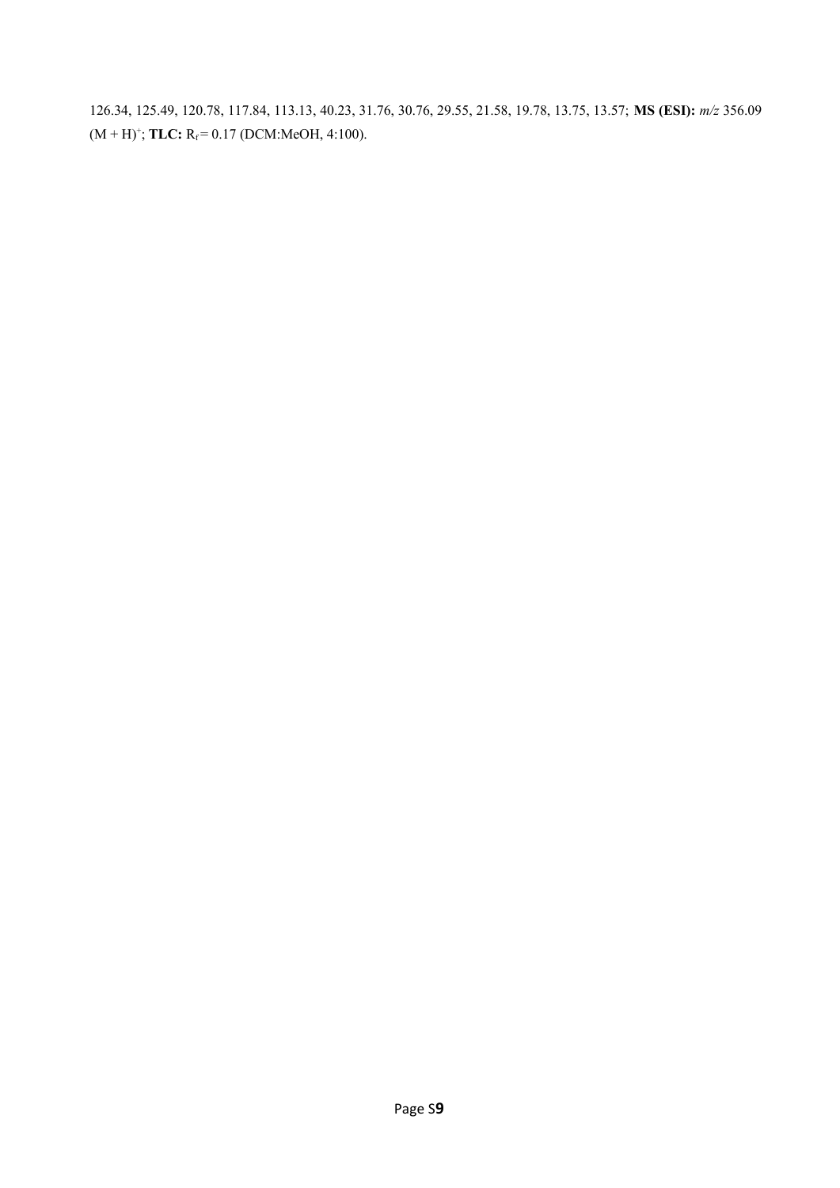126.34, 125.49, 120.78, 117.84, 113.13, 40.23, 31.76, 30.76, 29.55, 21.58, 19.78, 13.75, 13.57; **MS (ESI):** *m/z* 356.09 $(M + H)^+$; **TLC:** $R_f = 0.17$ (DCM:MeOH, 4:100).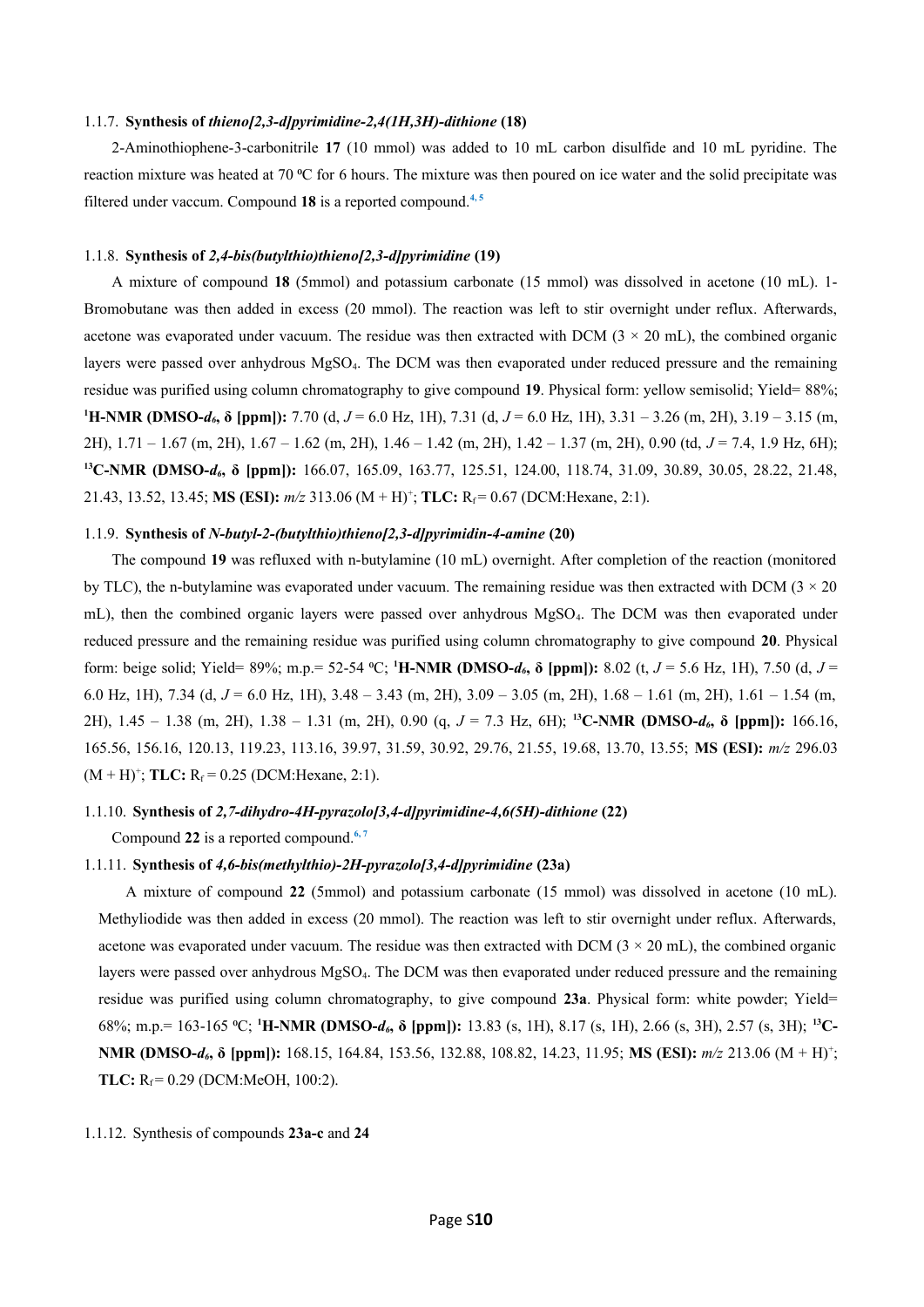### 1.1.7. Synthesis of *thieno[2,3-d]pyrimidine-2,4(1H,3H)-dithione* (18)

2-Aminothiophene-3-carbonitrile **17** (10 mmol) was added to 10 mL carbon disulfide and 10 mL pyridine. The reaction mixture was heated at 70 ºC for 6 hours. The mixture was then poured on ice water and the solid precipitate was filtered under vaccum. Compound **18** is a reported compound.[4, 5]

### 1.1.8. Synthesis of *2,4-bis(butylthio)thieno[2,3-d]pyrimidine* (19)

A mixture of compound **18** (5mmol) and potassium carbonate (15 mmol) was dissolved in acetone (10 mL). 1-Bromobutane was then added in excess (20 mmol). The reaction was left to stir overnight under reflux. Afterwards, acetone was evaporated under vacuum. The residue was then extracted with DCM (3 × 20 mL), the combined organic layers were passed over anhydrous $MgSO_4$. The DCM was then evaporated under reduced pressure and the remaining residue was purified using column chromatography to give compound **19**. Physical form: yellow semisolid; Yield= 88%; **$^1$H-NMR (DMSO-$d_6$, δ [ppm]):** 7.70 (d, $J$ = 6.0 Hz, 1H), 7.31 (d, $J$ = 6.0 Hz, 1H), 3.31 – 3.26 (m, 2H), 3.19 – 3.15 (m, 2H), 1.71 – 1.67 (m, 2H), 1.67 – 1.62 (m, 2H), 1.46 – 1.42 (m, 2H), 1.42 – 1.37 (m, 2H), 0.90 (td, $J$ = 7.4, 1.9 Hz, 6H); **$^{13}$C-NMR (DMSO-$d_6$, δ [ppm]):** 166.07, 165.09, 163.77, 125.51, 124.00, 118.74, 31.09, 30.89, 30.05, 28.22, 21.48, 21.43, 13.52, 13.45; **MS (ESI):** $m/z$ 313.06 $(M + H)^+$; **TLC:** $R_f$ = 0.67 (DCM:Hexane, 2:1).

### 1.1.9. Synthesis of *N-butyl-2-(butylthio)thieno[2,3-d]pyrimidin-4-amine* (20)

The compound **19** was refluxed with n-butylamine (10 mL) overnight. After completion of the reaction (monitored by TLC), the n-butylamine was evaporated under vacuum. The remaining residue was then extracted with DCM (3 × 20 mL), then the combined organic layers were passed over anhydrous $MgSO_4$. The DCM was then evaporated under reduced pressure and the remaining residue was purified using column chromatography to give compound **20**. Physical form: beige solid; Yield= 89%; m.p.= 52-54 ºC; **$^1$H-NMR (DMSO-$d_6$, δ [ppm]):** 8.02 (t, $J$ = 5.6 Hz, 1H), 7.50 (d, $J$ = 6.0 Hz, 1H), 7.34 (d, $J$ = 6.0 Hz, 1H), 3.48 – 3.43 (m, 2H), 3.09 – 3.05 (m, 2H), 1.68 – 1.61 (m, 2H), 1.61 – 1.54 (m, 2H), 1.45 – 1.38 (m, 2H), 1.38 – 1.31 (m, 2H), 0.90 (q, $J$ = 7.3 Hz, 6H); **$^{13}$C-NMR (DMSO-$d_6$, δ [ppm]):** 166.16, 165.56, 156.16, 120.13, 119.23, 113.16, 39.97, 31.59, 30.92, 29.76, 21.55, 19.68, 13.70, 13.55; **MS (ESI):** $m/z$ 296.03 $(M + H)^+$; **TLC:** $R_f$ = 0.25 (DCM:Hexane, 2:1).

### 1.1.10. Synthesis of *2,7-dihydro-4H-pyrazolo[3,4-d]pyrimidine-4,6(5H)-dithione* (22)

Compound **22** is a reported compound.[6, 7]

### 1.1.11. Synthesis of *4,6-bis(methylthio)-2H-pyrazolo[3,4-d]pyrimidine* (23a)

A mixture of compound **22** (5mmol) and potassium carbonate (15 mmol) was dissolved in acetone (10 mL). Methyliodide was then added in excess (20 mmol). The reaction was left to stir overnight under reflux. Afterwards, acetone was evaporated under vacuum. The residue was then extracted with DCM (3 × 20 mL), the combined organic layers were passed over anhydrous $MgSO_4$. The DCM was then evaporated under reduced pressure and the remaining residue was purified using column chromatography, to give compound **23a**. Physical form: white powder; Yield= 68%; m.p.= 163-165 ºC; **$^1$H-NMR (DMSO-$d_6$, δ [ppm]):** 13.83 (s, 1H), 8.17 (s, 1H), 2.66 (s, 3H), 2.57 (s, 3H); **$^{13}$C-NMR (DMSO-$d_6$, δ [ppm]):** 168.15, 164.84, 153.56, 132.88, 108.82, 14.23, 11.95; **MS (ESI):** $m/z$ 213.06 $(M + H)^+$; **TLC:** $R_f$ = 0.29 (DCM:MeOH, 100:2).

### 1.1.12. Synthesis of compounds **23a-c** and **24**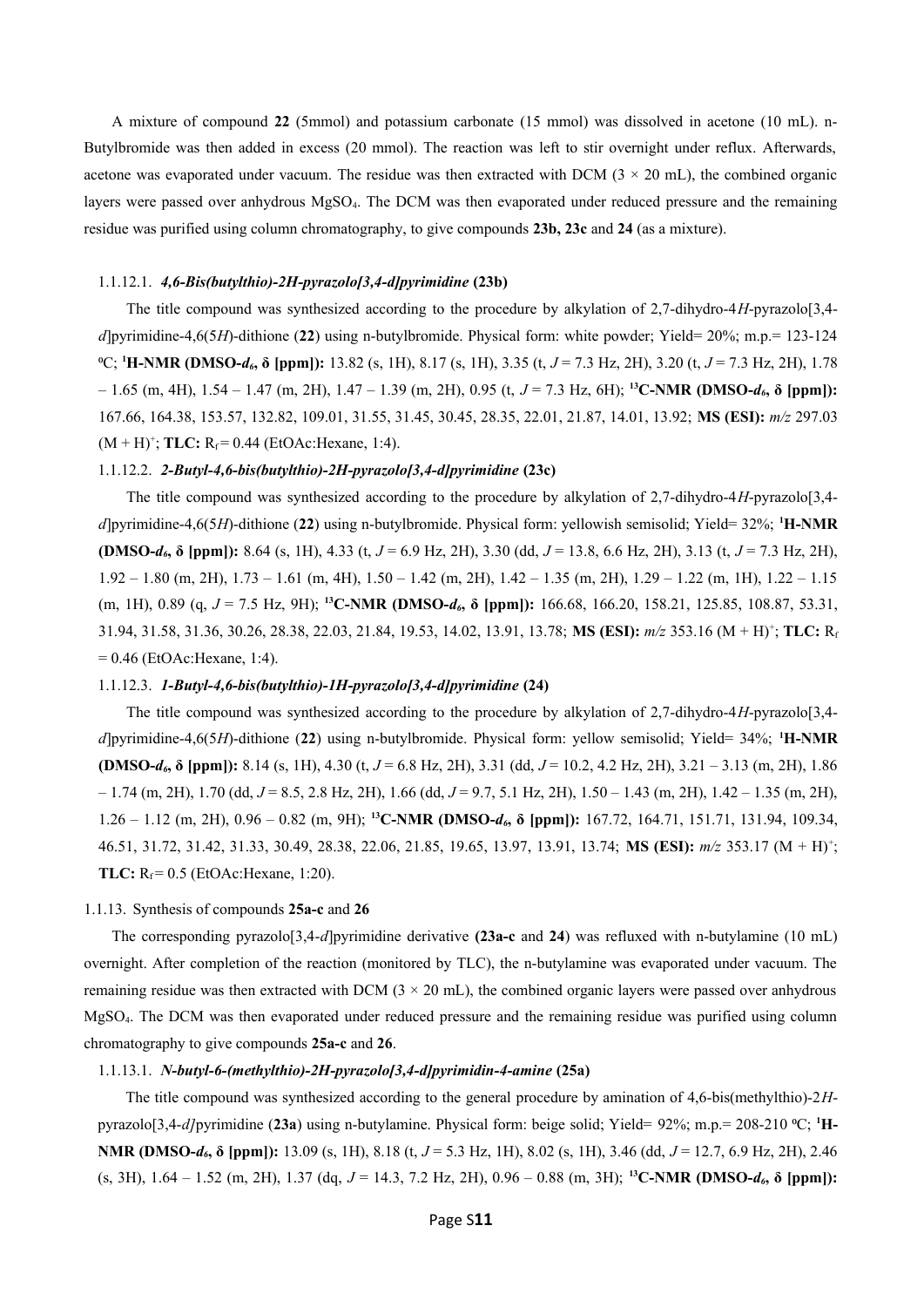A mixture of compound **22** (5mmol) and potassium carbonate (15 mmol) was dissolved in acetone (10 mL). n-Butylbromide was then added in excess (20 mmol). The reaction was left to stir overnight under reflux. Afterwards, acetone was evaporated under vacuum. The residue was then extracted with DCM (3 × 20 mL), the combined organic layers were passed over anhydrous $MgSO_4$. The DCM was then evaporated under reduced pressure and the remaining residue was purified using column chromatography, to give compounds **23b, 23c** and **24** (as a mixture).

#### 1.1.12.1. *4,6-Bis(butylthio)-2H-pyrazolo[3,4-d]pyrimidine* (23b)

The title compound was synthesized according to the procedure by alkylation of 2,7-dihydro-4*H*-pyrazolo[3,4-*d*]pyrimidine-4,6(5*H*)-dithione (**22**) using n-butylbromide. Physical form: white powder; Yield= 20%; m.p.= 123-124 ºC; **$^1$H-NMR (DMSO-$d_6$, δ [ppm]):** 13.82 (s, 1H), 8.17 (s, 1H), 3.35 (t, *J* = 7.3 Hz, 2H), 3.20 (t, *J* = 7.3 Hz, 2H), 1.78 – 1.65 (m, 4H), 1.54 – 1.47 (m, 2H), 1.47 – 1.39 (m, 2H), 0.95 (t, *J* = 7.3 Hz, 6H); **$^{13}$C-NMR (DMSO-$d_6$, δ [ppm]):** 167.66, 164.38, 153.57, 132.82, 109.01, 31.55, 31.45, 30.45, 28.35, 22.01, 21.87, 14.01, 13.92; **MS (ESI):** *m/z* 297.03 $(M + H)^+$; **TLC:** $R_f$ = 0.44 (EtOAc:Hexane, 1:4).

#### 1.1.12.2. *2-Butyl-4,6-bis(butylthio)-2H-pyrazolo[3,4-d]pyrimidine* (23c)

The title compound was synthesized according to the procedure by alkylation of 2,7-dihydro-4*H*-pyrazolo[3,4-*d*]pyrimidine-4,6(5*H*)-dithione (**22**) using n-butylbromide. Physical form: yellowish semisolid; Yield= 32%; **$^1$H-NMR (DMSO-$d_6$, δ [ppm]):** 8.64 (s, 1H), 4.33 (t, *J* = 6.9 Hz, 2H), 3.30 (dd, *J* = 13.8, 6.6 Hz, 2H), 3.13 (t, *J* = 7.3 Hz, 2H), 1.92 – 1.80 (m, 2H), 1.73 – 1.61 (m, 4H), 1.50 – 1.42 (m, 2H), 1.42 – 1.35 (m, 2H), 1.29 – 1.22 (m, 1H), 1.22 – 1.15 (m, 1H), 0.89 (q, *J* = 7.5 Hz, 9H); **$^{13}$C-NMR (DMSO-$d_6$, δ [ppm]):** 166.68, 166.20, 158.21, 125.85, 108.87, 53.31, 31.94, 31.58, 31.36, 30.26, 28.38, 22.03, 21.84, 19.53, 14.02, 13.91, 13.78; **MS (ESI):** *m/z* 353.16 $(M + H)^+$; **TLC:** $R_f$ = 0.46 (EtOAc:Hexane, 1:4).

#### 1.1.12.3. *1-Butyl-4,6-bis(butylthio)-1H-pyrazolo[3,4-d]pyrimidine* (24)

The title compound was synthesized according to the procedure by alkylation of 2,7-dihydro-4*H*-pyrazolo[3,4-*d*]pyrimidine-4,6(5*H*)-dithione (**22**) using n-butylbromide. Physical form: yellow semisolid; Yield= 34%; **$^1$H-NMR (DMSO-$d_6$, δ [ppm]):** 8.14 (s, 1H), 4.30 (t, *J* = 6.8 Hz, 2H), 3.31 (dd, *J* = 10.2, 4.2 Hz, 2H), 3.21 – 3.13 (m, 2H), 1.86 – 1.74 (m, 2H), 1.70 (dd, *J* = 8.5, 2.8 Hz, 2H), 1.66 (dd, *J* = 9.7, 5.1 Hz, 2H), 1.50 – 1.43 (m, 2H), 1.42 – 1.35 (m, 2H), 1.26 – 1.12 (m, 2H), 0.96 – 0.82 (m, 9H); **$^{13}$C-NMR (DMSO-$d_6$, δ [ppm]):** 167.72, 164.71, 151.71, 131.94, 109.34, 46.51, 31.72, 31.42, 31.33, 30.49, 28.38, 22.06, 21.85, 19.65, 13.97, 13.91, 13.74; **MS (ESI):** *m/z* 353.17 $(M + H)^+$; **TLC:** $R_f$ = 0.5 (EtOAc:Hexane, 1:20).

### 1.1.13. Synthesis of compounds 25a-c and 26

The corresponding pyrazolo[3,4-*d*]pyrimidine derivative (**23a-c** and **24**) was refluxed with n-butylamine (10 mL) overnight. After completion of the reaction (monitored by TLC), the n-butylamine was evaporated under vacuum. The remaining residue was then extracted with DCM (3 × 20 mL), the combined organic layers were passed over anhydrous $MgSO_4$. The DCM was then evaporated under reduced pressure and the remaining residue was purified using column chromatography to give compounds **25a-c** and **26**.

#### 1.1.13.1. *N-butyl-6-(methylthio)-2H-pyrazolo[3,4-d]pyrimidin-4-amine* (25a)

The title compound was synthesized according to the general procedure by amination of 4,6-bis(methylthio)-2*H*-pyrazolo[3,4-*d*]pyrimidine (**23a**) using n-butylamine. Physical form: beige solid; Yield= 92%; m.p.= 208-210 ºC; **$^1$H-NMR (DMSO-$d_6$, δ [ppm]):** 13.09 (s, 1H), 8.18 (t, *J* = 5.3 Hz, 1H), 8.02 (s, 1H), 3.46 (dd, *J* = 12.7, 6.9 Hz, 2H), 2.46 (s, 3H), 1.64 – 1.52 (m, 2H), 1.37 (dq, *J* = 14.3, 7.2 Hz, 2H), 0.96 – 0.88 (m, 3H); **$^{13}$C-NMR (DMSO-$d_6$, δ [ppm]):**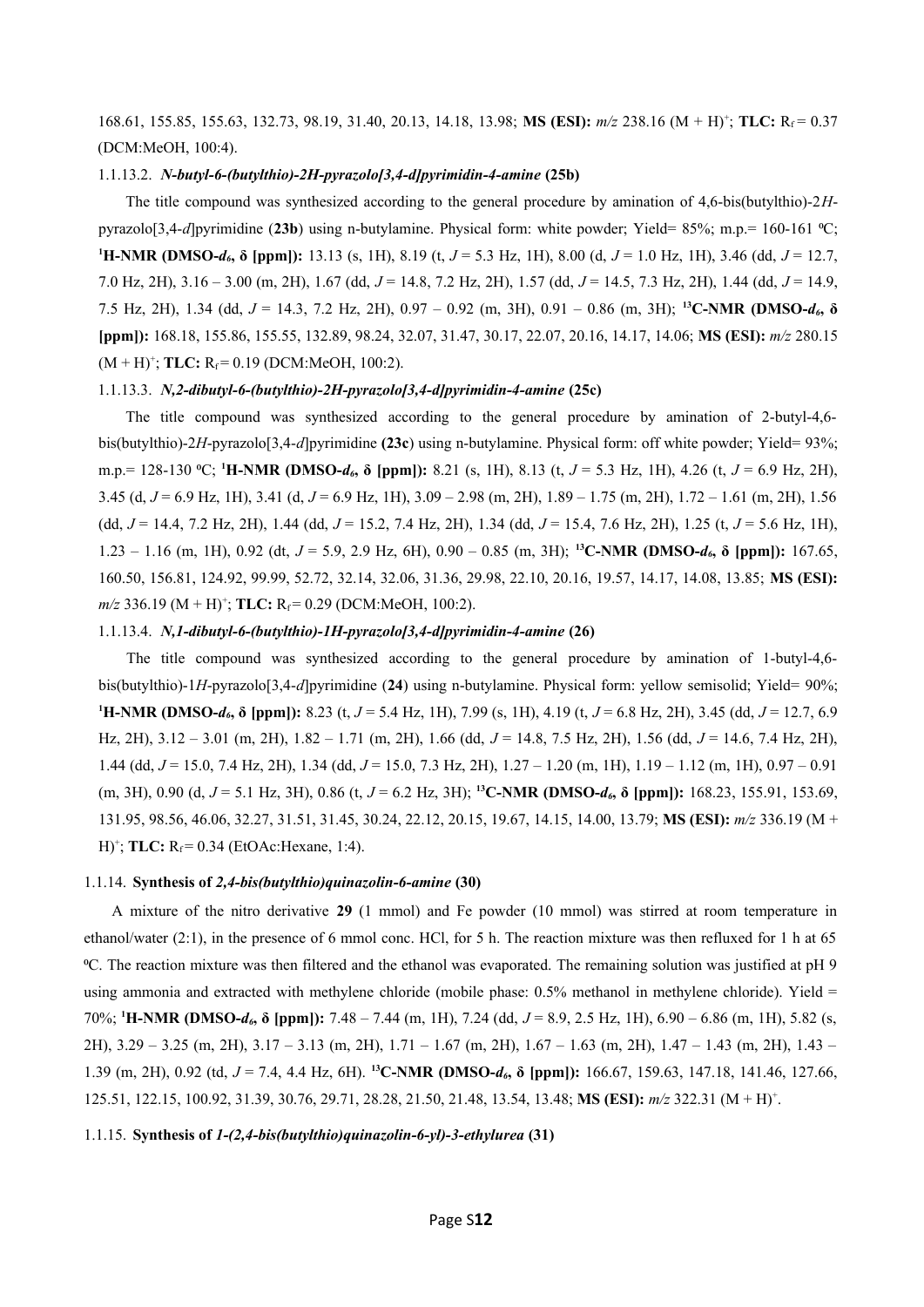168.61, 155.85, 155.63, 132.73, 98.19, 31.40, 20.13, 14.18, 13.98; **MS (ESI):** *m/z* 238.16 (M + H)$^+$; **TLC:** $R_f$ = 0.37 (DCM:MeOH, 100:4).

#### 1.1.13.2. *N-butyl-6-(butylthio)-2H-pyrazolo[3,4-d]pyrimidin-4-amine* (25b)

The title compound was synthesized according to the general procedure by amination of 4,6-bis(butylthio)-2*H*-pyrazolo[3,4-*d*]pyrimidine (**23b**) using n-butylamine. Physical form: white powder; Yield= 85%; m.p.= 160-161 ºC; **$^1$H-NMR (DMSO-$d_6$, δ [ppm]):** 13.13 (s, 1H), 8.19 (t, *J* = 5.3 Hz, 1H), 8.00 (d, *J* = 1.0 Hz, 1H), 3.46 (dd, *J* = 12.7, 7.0 Hz, 2H), 3.16 – 3.00 (m, 2H), 1.67 (dd, *J* = 14.8, 7.2 Hz, 2H), 1.57 (dd, *J* = 14.5, 7.3 Hz, 2H), 1.44 (dd, *J* = 14.9, 7.5 Hz, 2H), 1.34 (dd, *J* = 14.3, 7.2 Hz, 2H), 0.97 – 0.92 (m, 3H), 0.91 – 0.86 (m, 3H); **$^{13}$C-NMR (DMSO-$d_6$, δ [ppm]):** 168.18, 155.86, 155.55, 132.89, 98.24, 32.07, 31.47, 30.17, 22.07, 20.16, 14.17, 14.06; **MS (ESI):** *m/z* 280.15 (M + H)$^+$; **TLC:** $R_f$ = 0.19 (DCM:MeOH, 100:2).

#### 1.1.13.3. *N,2-dibutyl-6-(butylthio)-2H-pyrazolo[3,4-d]pyrimidin-4-amine* (25c)

The title compound was synthesized according to the general procedure by amination of 2-butyl-4,6-bis(butylthio)-2*H*-pyrazolo[3,4-*d*]pyrimidine (**23c**) using n-butylamine. Physical form: off white powder; Yield= 93%; m.p.= 128-130 ºC; **$^1$H-NMR (DMSO-$d_6$, δ [ppm]):** 8.21 (s, 1H), 8.13 (t, *J* = 5.3 Hz, 1H), 4.26 (t, *J* = 6.9 Hz, 2H), 3.45 (d, *J* = 6.9 Hz, 1H), 3.41 (d, *J* = 6.9 Hz, 1H), 3.09 – 2.98 (m, 2H), 1.89 – 1.75 (m, 2H), 1.72 – 1.61 (m, 2H), 1.56 (dd, *J* = 14.4, 7.2 Hz, 2H), 1.44 (dd, *J* = 15.2, 7.4 Hz, 2H), 1.34 (dd, *J* = 15.4, 7.6 Hz, 2H), 1.25 (t, *J* = 5.6 Hz, 1H), 1.23 – 1.16 (m, 1H), 0.92 (dt, *J* = 5.9, 2.9 Hz, 6H), 0.90 – 0.85 (m, 3H); **$^{13}$C-NMR (DMSO-$d_6$, δ [ppm]):** 167.65, 160.50, 156.81, 124.92, 99.99, 52.72, 32.14, 32.06, 31.36, 29.98, 22.10, 20.16, 19.57, 14.17, 14.08, 13.85; **MS (ESI):** *m/z* 336.19 (M + H)$^+$; **TLC:** $R_f$ = 0.29 (DCM:MeOH, 100:2).

#### 1.1.13.4. *N,1-dibutyl-6-(butylthio)-1H-pyrazolo[3,4-d]pyrimidin-4-amine* (26)

The title compound was synthesized according to the general procedure by amination of 1-butyl-4,6-bis(butylthio)-1*H*-pyrazolo[3,4-*d*]pyrimidine (**24**) using n-butylamine. Physical form: yellow semisolid; Yield= 90%; **$^1$H-NMR (DMSO-$d_6$, δ [ppm]):** 8.23 (t, *J* = 5.4 Hz, 1H), 7.99 (s, 1H), 4.19 (t, *J* = 6.8 Hz, 2H), 3.45 (dd, *J* = 12.7, 6.9 Hz, 2H), 3.12 – 3.01 (m, 2H), 1.82 – 1.71 (m, 2H), 1.66 (dd, *J* = 14.8, 7.5 Hz, 2H), 1.56 (dd, *J* = 14.6, 7.4 Hz, 2H), 1.44 (dd, *J* = 15.0, 7.4 Hz, 2H), 1.34 (dd, *J* = 15.0, 7.3 Hz, 2H), 1.27 – 1.20 (m, 1H), 1.19 – 1.12 (m, 1H), 0.97 – 0.91 (m, 3H), 0.90 (d, *J* = 5.1 Hz, 3H), 0.86 (t, *J* = 6.2 Hz, 3H); **$^{13}$C-NMR (DMSO-$d_6$, δ [ppm]):** 168.23, 155.91, 153.69, 131.95, 98.56, 46.06, 32.27, 31.51, 31.45, 30.24, 22.12, 20.15, 19.67, 14.15, 14.00, 13.79; **MS (ESI):** *m/z* 336.19 (M + H)$^+$; **TLC:** $R_f$ = 0.34 (EtOAc:Hexane, 1:4).

### 1.1.14. Synthesis of *2,4-bis(butylthio)quinazolin-6-amine* (30)

A mixture of the nitro derivative **29** (1 mmol) and Fe powder (10 mmol) was stirred at room temperature in ethanol/water (2:1), in the presence of 6 mmol conc. HCl, for 5 h. The reaction mixture was then refluxed for 1 h at 65 ºC. The reaction mixture was then filtered and the ethanol was evaporated. The remaining solution was justified at pH 9 using ammonia and extracted with methylene chloride (mobile phase: 0.5% methanol in methylene chloride). Yield = 70%; **$^1$H-NMR (DMSO-$d_6$, δ [ppm]):** 7.48 – 7.44 (m, 1H), 7.24 (dd, *J* = 8.9, 2.5 Hz, 1H), 6.90 – 6.86 (m, 1H), 5.82 (s, 2H), 3.29 – 3.25 (m, 2H), 3.17 – 3.13 (m, 2H), 1.71 – 1.67 (m, 2H), 1.67 – 1.63 (m, 2H), 1.47 – 1.43 (m, 2H), 1.43 – 1.39 (m, 2H), 0.92 (td, *J* = 7.4, 4.4 Hz, 6H). **$^{13}$C-NMR (DMSO-$d_6$, δ [ppm]):** 166.67, 159.63, 147.18, 141.46, 127.66, 125.51, 122.15, 100.92, 31.39, 30.76, 29.71, 28.28, 21.50, 21.48, 13.54, 13.48; **MS (ESI):** *m/z* 322.31 (M + H)$^+$.

### 1.1.15. Synthesis of *1-(2,4-bis(butylthio)quinazolin-6-yl)-3-ethylurea* (31)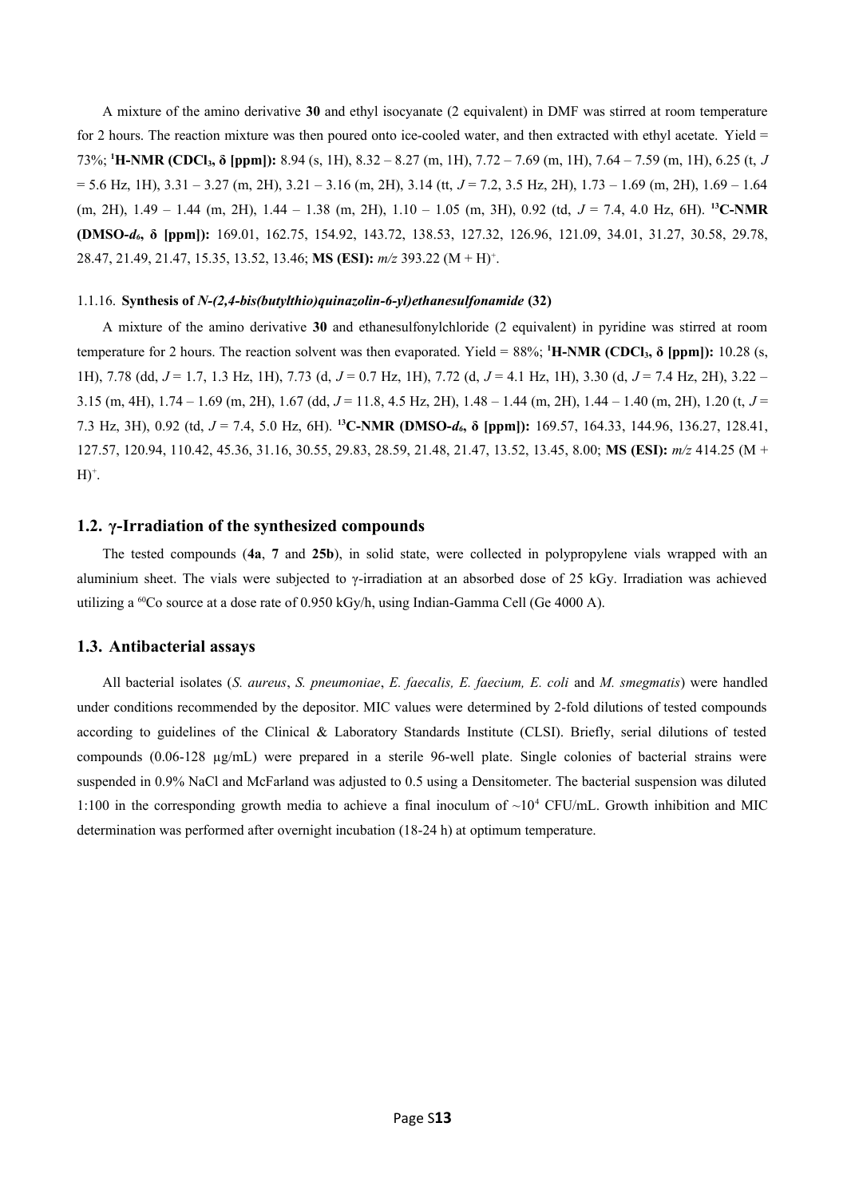A mixture of the amino derivative **30** and ethyl isocyanate (2 equivalent) in DMF was stirred at room temperature for 2 hours. The reaction mixture was then poured onto ice-cooled water, and then extracted with ethyl acetate. Yield = 73%; **$^1$H-NMR ($CDCl_3$, δ [ppm]):** 8.94 (s, 1H), 8.32 – 8.27 (m, 1H), 7.72 – 7.69 (m, 1H), 7.64 – 7.59 (m, 1H), 6.25 (t, *J* = 5.6 Hz, 1H), 3.31 – 3.27 (m, 2H), 3.21 – 3.16 (m, 2H), 3.14 (tt, *J* = 7.2, 3.5 Hz, 2H), 1.73 – 1.69 (m, 2H), 1.69 – 1.64 (m, 2H), 1.49 – 1.44 (m, 2H), 1.44 – 1.38 (m, 2H), 1.10 – 1.05 (m, 3H), 0.92 (td, *J* = 7.4, 4.0 Hz, 6H). **$^{13}$C-NMR (DMSO-$d_6$, δ [ppm]):** 169.01, 162.75, 154.92, 143.72, 138.53, 127.32, 126.96, 121.09, 34.01, 31.27, 30.58, 29.78, 28.47, 21.49, 21.47, 15.35, 13.52, 13.46; **MS (ESI):** *m/z* 393.22 $(M + H)^+$.

### 1.1.16. Synthesis of *N-(2,4-bis(butylthio)quinazolin-6-yl)ethanesulfonamide* (32)

A mixture of the amino derivative **30** and ethanesulfonylchloride (2 equivalent) in pyridine was stirred at room temperature for 2 hours. The reaction solvent was then evaporated. Yield = 88%; **$^1$H-NMR ($CDCl_3$, δ [ppm]):** 10.28 (s, 1H), 7.78 (dd, *J* = 1.7, 1.3 Hz, 1H), 7.73 (d, *J* = 0.7 Hz, 1H), 7.72 (d, *J* = 4.1 Hz, 1H), 3.30 (d, *J* = 7.4 Hz, 2H), 3.22 – 3.15 (m, 4H), 1.74 – 1.69 (m, 2H), 1.67 (dd, *J* = 11.8, 4.5 Hz, 2H), 1.48 – 1.44 (m, 2H), 1.44 – 1.40 (m, 2H), 1.20 (t, *J* = 7.3 Hz, 3H), 0.92 (td, *J* = 7.4, 5.0 Hz, 6H). **$^{13}$C-NMR (DMSO-$d_6$, δ [ppm]):** 169.57, 164.33, 144.96, 136.27, 128.41, 127.57, 120.94, 110.42, 45.36, 31.16, 30.55, 29.83, 28.59, 21.48, 21.47, 13.52, 13.45, 8.00; **MS (ESI):** *m/z* 414.25 $(M + H)^+$.

## 1.2. γ-Irradiation of the synthesized compounds

The tested compounds (**4a**, **7** and **25b**), in solid state, were collected in polypropylene vials wrapped with an aluminium sheet. The vials were subjected to γ-irradiation at an absorbed dose of 25 kGy. Irradiation was achieved utilizing a $^{60}Co$ source at a dose rate of 0.950 kGy/h, using Indian-Gamma Cell (Ge 4000 A).

## 1.3. Antibacterial assays

All bacterial isolates (*S. aureus*, *S. pneumoniae*, *E. faecalis, E. faecium, E. coli* and *M. smegmatis*) were handled under conditions recommended by the depositor. MIC values were determined by 2-fold dilutions of tested compounds according to guidelines of the Clinical & Laboratory Standards Institute (CLSI). Briefly, serial dilutions of tested compounds (0.06-128 μg/mL) were prepared in a sterile 96-well plate. Single colonies of bacterial strains were suspended in 0.9% NaCl and McFarland was adjusted to 0.5 using a Densitometer. The bacterial suspension was diluted 1:100 in the corresponding growth media to achieve a final inoculum of ~$10^4$ CFU/mL. Growth inhibition and MIC determination was performed after overnight incubation (18-24 h) at optimum temperature.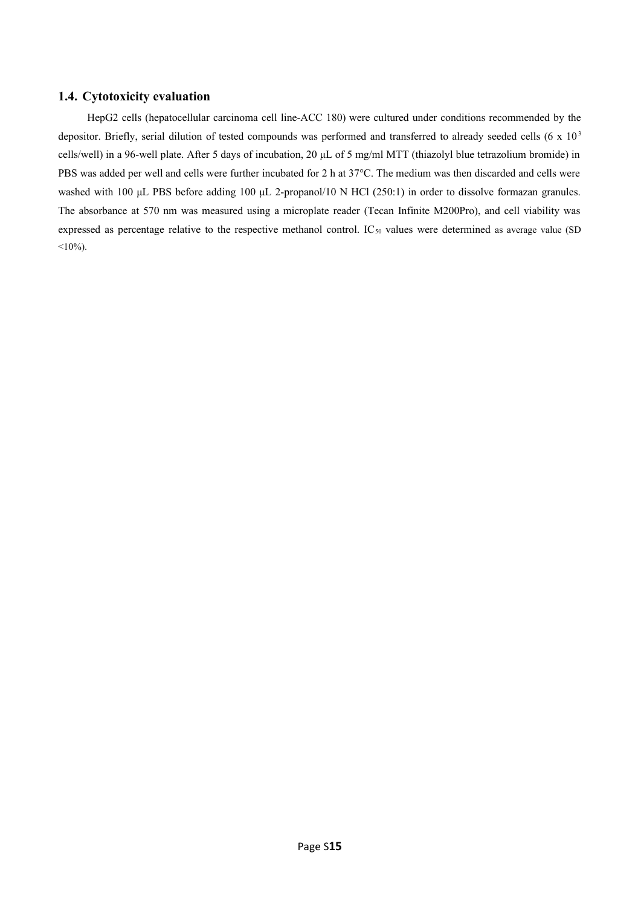## 1.4. Cytotoxicity evaluation

HepG2 cells (hepatocellular carcinoma cell line-ACC 180) were cultured under conditions recommended by the depositor. Briefly, serial dilution of tested compounds was performed and transferred to already seeded cells ($6 \times 10^3$ cells/well) in a 96-well plate. After 5 days of incubation, 20 μL of 5 mg/ml MTT (thiazolyl blue tetrazolium bromide) in PBS was added per well and cells were further incubated for 2 h at 37°C. The medium was then discarded and cells were washed with 100 μL PBS before adding 100 μL 2-propanol/10 N HCl (250:1) in order to dissolve formazan granules. The absorbance at 570 nm was measured using a microplate reader (Tecan Infinite M200Pro), and cell viability was expressed as percentage relative to the respective methanol control. $IC_{50}$ values were determined as average value (SD <10%).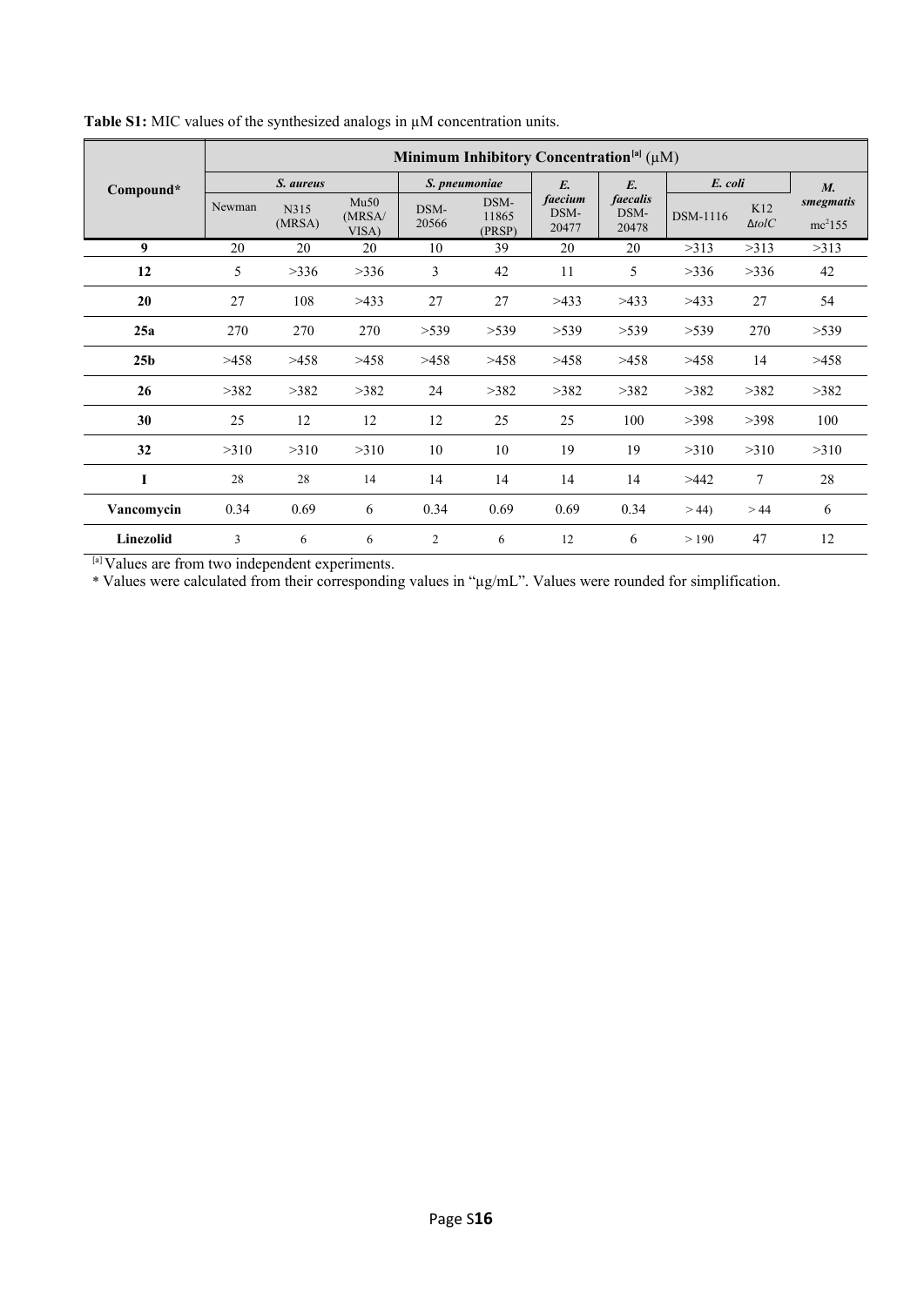**Table S1:** MIC values of the synthesized analogs in µM concentration units.

| Compound* | Minimum Inhibitory Concentration[a] (µM) | | | | | | | | | |
|---|---|---|---|---|---|---|---|---|---|---|
| | *S. aureus* | | | *S. pneumoniae* | | *E. faecium* | *E. faecalis* | *E. coli* | | *M. smegmatis* |
| | Newman | N315 (MRSA) | Mu50 (MRSA/ VISA) | DSM-20566 | DSM-11865 (PRSP) | DSM-20477 | DSM-20478 | DSM-1116 | K12 Δ*tolC* | $mc^2155$ |
| **9** | 20 | 20 | 20 | 10 | 39 | 20 | 20 | >313 | >313 | >313 |
| **12** | 5 | >336 | >336 | 3 | 42 | 11 | 5 | >336 | >336 | 42 |
| **20** | 27 | 108 | >433 | 27 | 27 | >433 | >433 | >433 | 27 | 54 |
| **25a** | 270 | 270 | 270 | >539 | >539 | >539 | >539 | >539 | 270 | >539 |
| **25b** | >458 | >458 | >458 | >458 | >458 | >458 | >458 | >458 | 14 | >458 |
| **26** | >382 | >382 | >382 | 24 | >382 | >382 | >382 | >382 | >382 | >382 |
| **30** | 25 | 12 | 12 | 12 | 25 | 25 | 100 | >398 | >398 | 100 |
| **32** | >310 | >310 | >310 | 10 | 10 | 19 | 19 | >310 | >310 | >310 |
| **I** | 28 | 28 | 14 | 14 | 14 | 14 | 14 | >442 | 7 | 28 |
| **Vancomycin** | 0.34 | 0.69 | 6 | 0.34 | 0.69 | 0.69 | 0.34 | > 44) | > 44 | 6 |
| **Linezolid** | 3 | 6 | 6 | 2 | 6 | 12 | 6 | > 190 | 47 | 12 |

[a] Values are from two independent experiments.

\* Values were calculated from their corresponding values in "µg/mL". Values were rounded for simplification.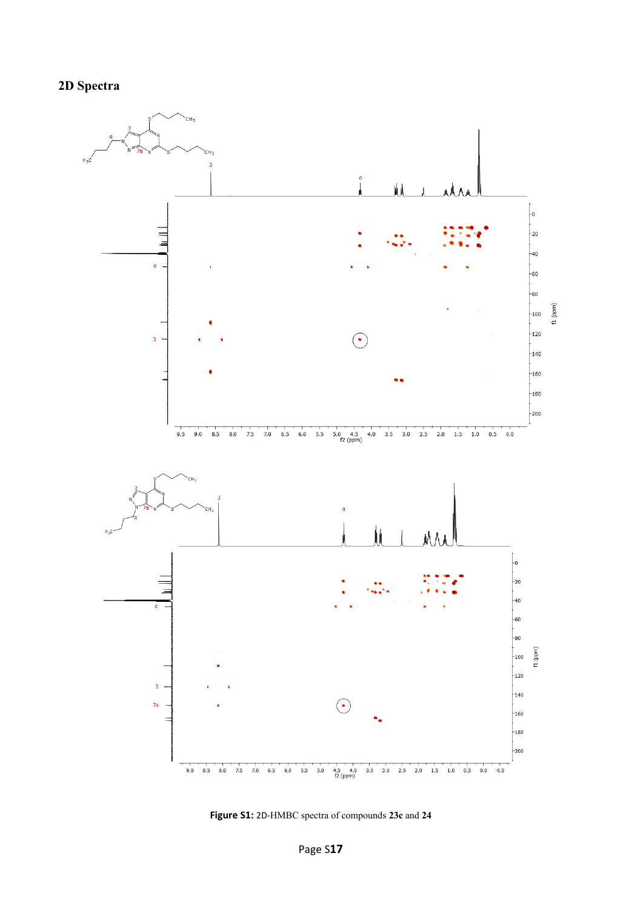## 2D Spectra

**Figure S1:** 2D-HMBC spectra of compounds **23c** and **24**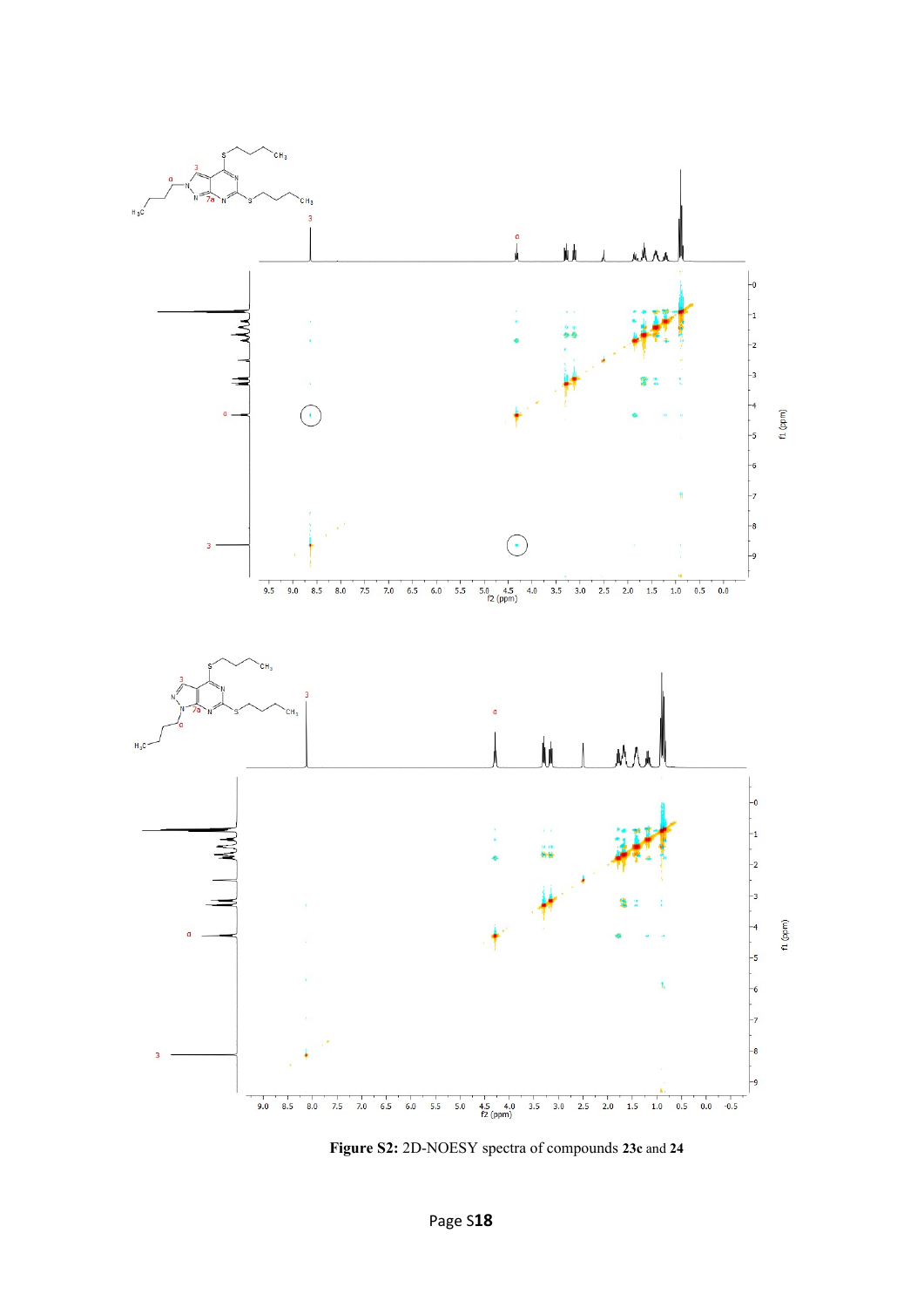**Figure S2:** 2D-NOESY spectra of compounds **23c** and **24**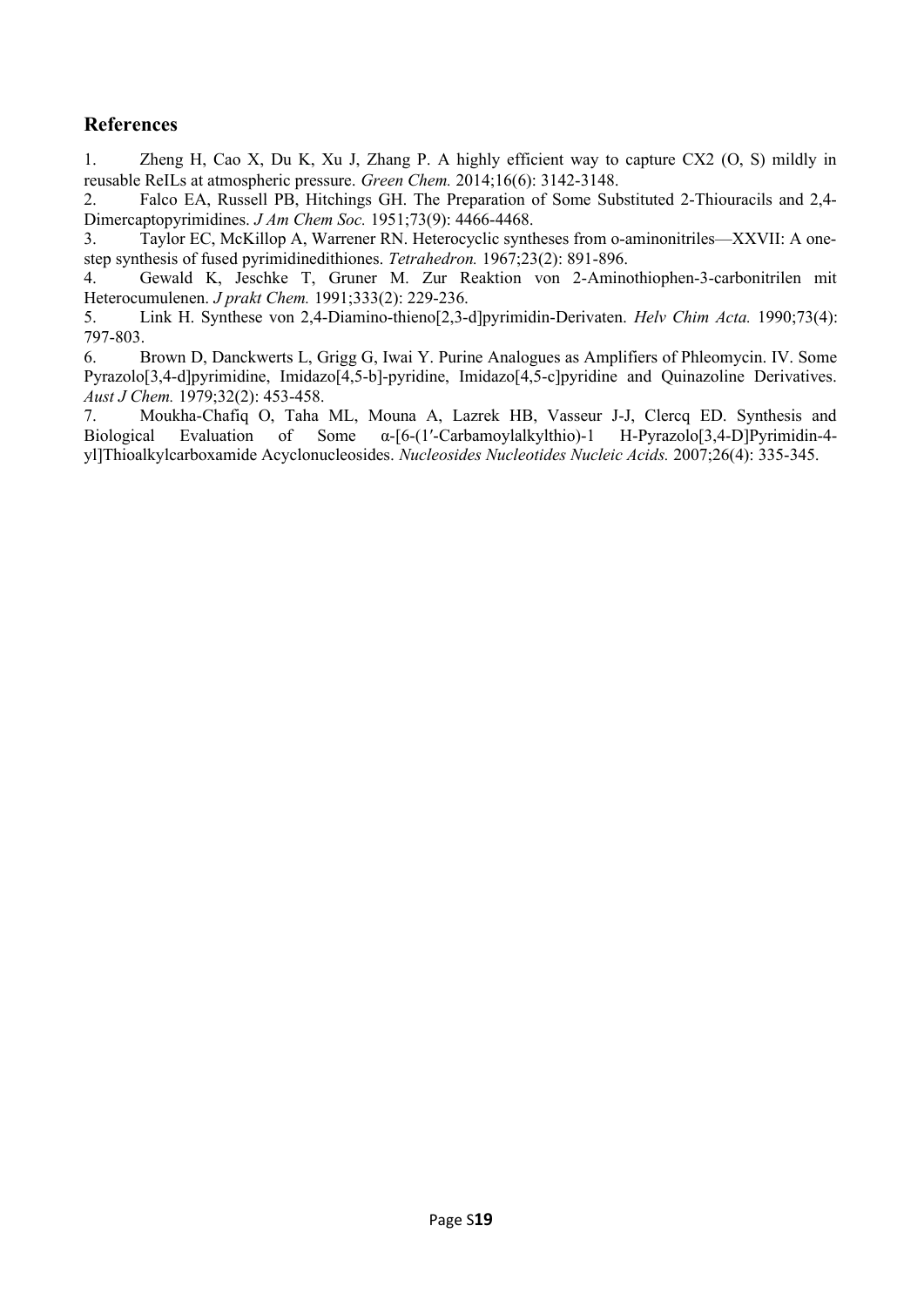## References

1. Zheng H, Cao X, Du K, Xu J, Zhang P. A highly efficient way to capture CX2 (O, S) mildly in reusable ReILs at atmospheric pressure. *Green Chem.* 2014;16(6): 3142-3148.
2. Falco EA, Russell PB, Hitchings GH. The Preparation of Some Substituted 2-Thiouracils and 2,4-Dimercaptopyrimidines. *J Am Chem Soc.* 1951;73(9): 4466-4468.
3. Taylor EC, McKillop A, Warrener RN. Heterocyclic syntheses from o-aminonitriles—XXVII: A one-step synthesis of fused pyrimidinedithiones. *Tetrahedron.* 1967;23(2): 891-896.
4. Gewald K, Jeschke T, Gruner M. Zur Reaktion von 2-Aminothiophen-3-carbonitrilen mit Heterocumulenen. *J prakt Chem.* 1991;333(2): 229-236.
5. Link H. Synthese von 2,4-Diamino-thieno[2,3-d]pyrimidin-Derivaten. *Helv Chim Acta.* 1990;73(4): 797-803.
6. Brown D, Danckwerts L, Grigg G, Iwai Y. Purine Analogues as Amplifiers of Phleomycin. IV. Some Pyrazolo[3,4-d]pyrimidine, Imidazo[4,5-b]-pyridine, Imidazo[4,5-c]pyridine and Quinazoline Derivatives. *Aust J Chem.* 1979;32(2): 453-458.
7. Moukha-Chafiq O, Taha ML, Mouna A, Lazrek HB, Vasseur J-J, Clercq ED. Synthesis and Biological Evaluation of Some α-[6-(1′-Carbamoylalkylthio)-1 H-Pyrazolo[3,4-D]Pyrimidin-4-yl]Thioalkylcarboxamide Acyclonucleosides. *Nucleosides Nucleotides Nucleic Acids.* 2007;26(4): 335-345.